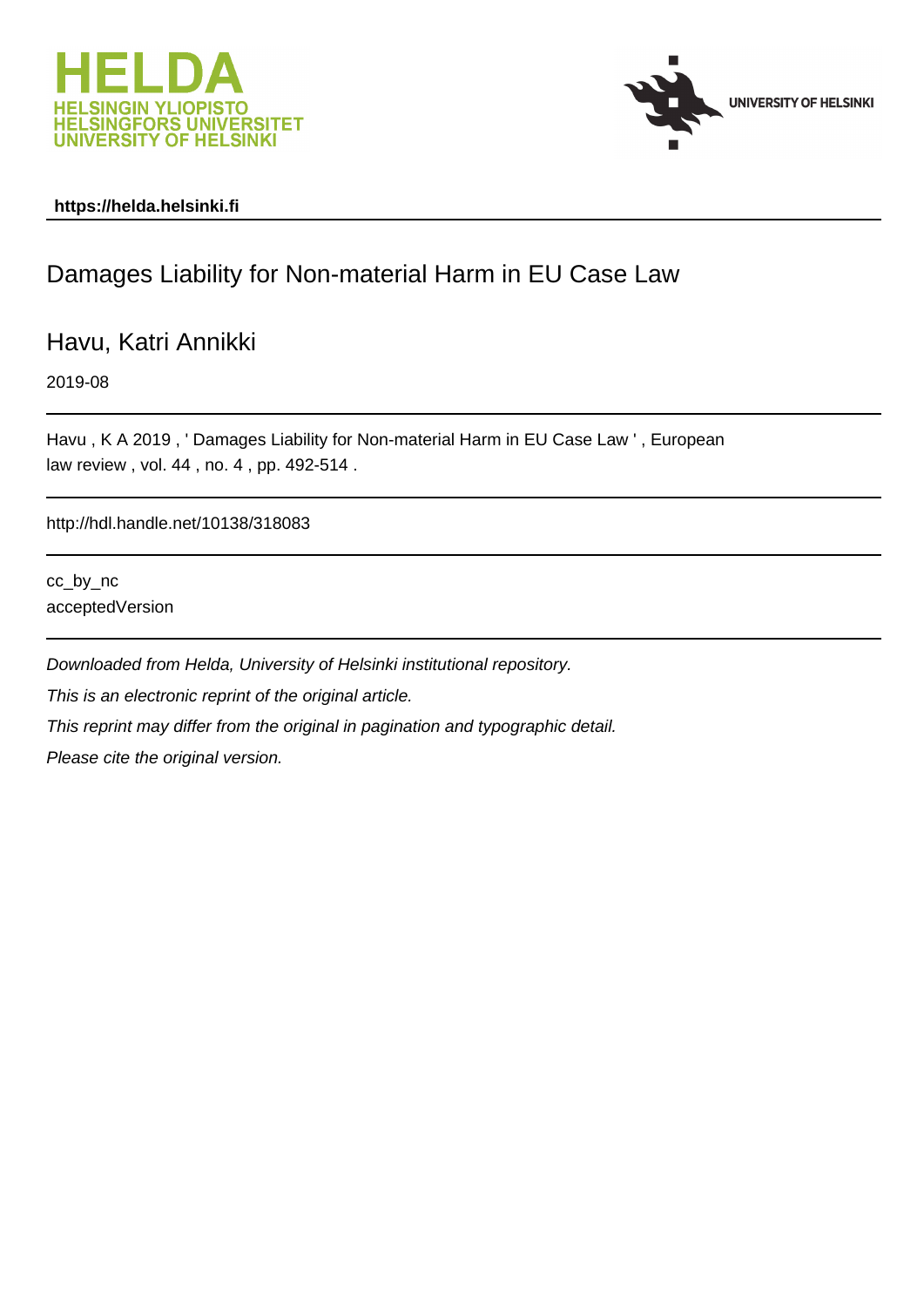https://helda.helsinki.fi

# Damages Liability for Non-material Harm in EU Case Law

Havu, Katri Annikki

2019-08

Havu , K A 2019 , ' Damages Liability for Non-material Harm in EU Case Law ' , European law review , vol. 44 , no. 4 , pp. 492-514 .

http://hdl.handle.net/10138/318083

cc_by_nc
acceptedVersion

*Downloaded from Helda, University of Helsinki institutional repository.*

*This is an electronic reprint of the original article.*

*This reprint may differ from the original in pagination and typographic detail.*

*Please cite the original version.*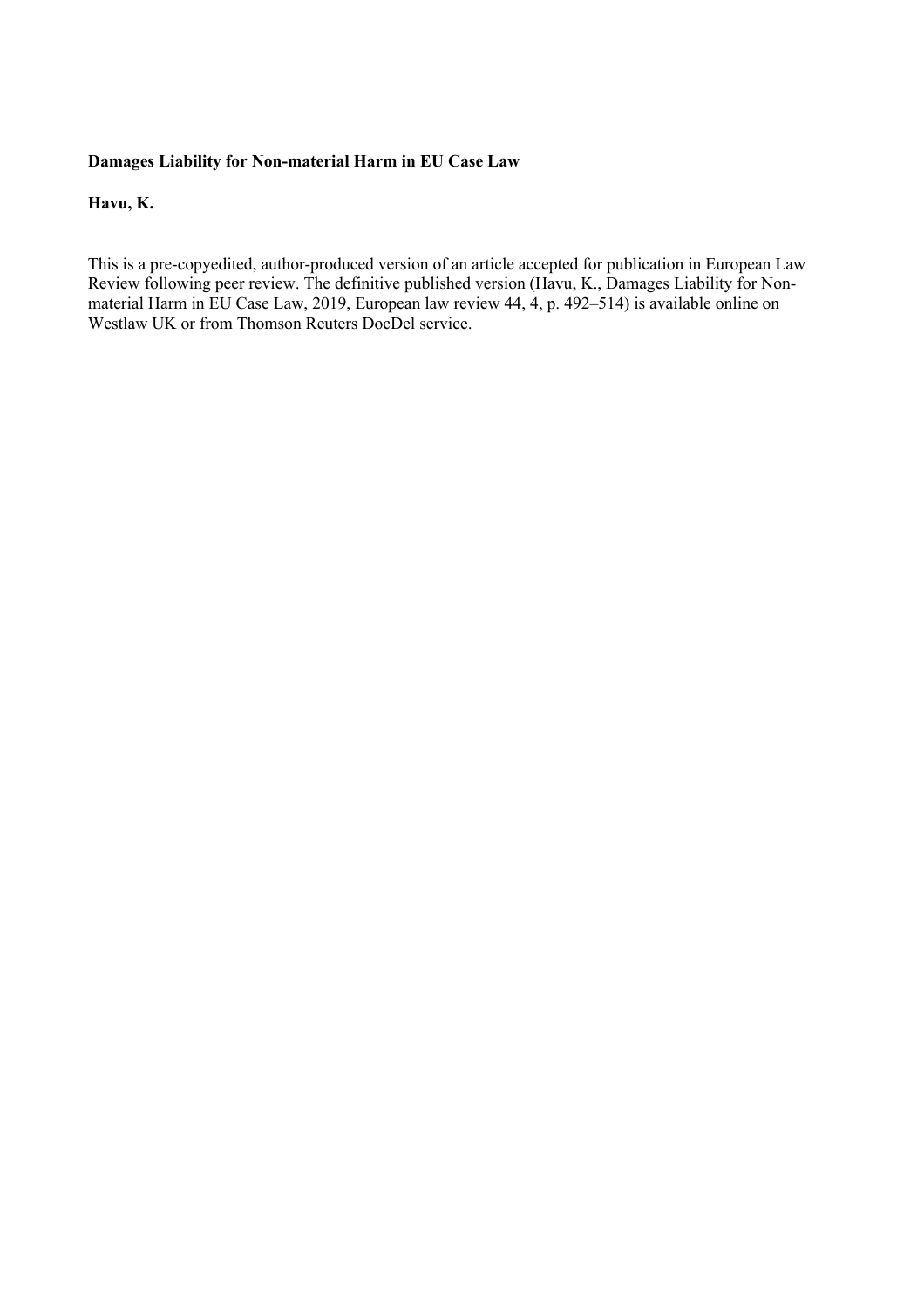**Damages Liability for Non-material Harm in EU Case Law**

**Havu, K.**

This is a pre-copyedited, author-produced version of an article accepted for publication in European Law Review following peer review. The definitive published version (Havu, K., Damages Liability for Non-material Harm in EU Case Law, 2019, European law review 44, 4, p. 492–514) is available online on Westlaw UK or from Thomson Reuters DocDel service.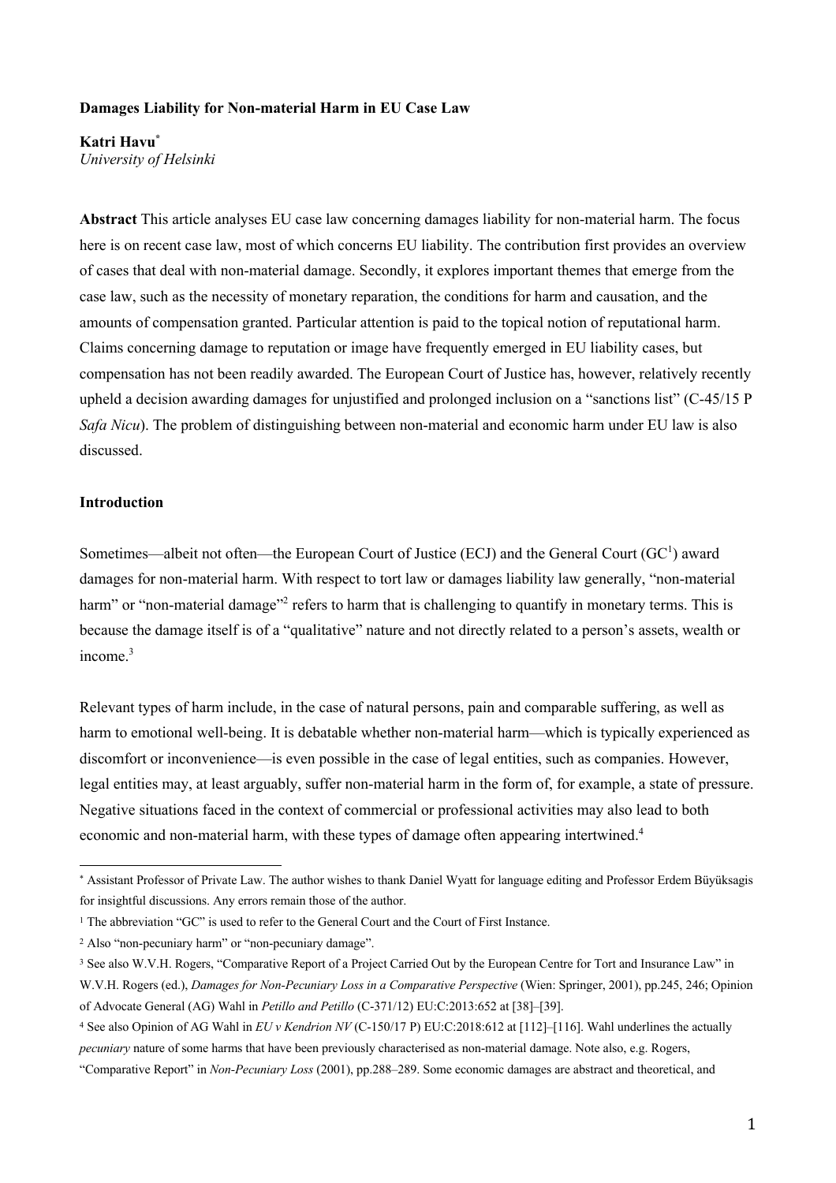**Damages Liability for Non-material Harm in EU Case Law**

**Katri Havu**[*]
*University of Helsinki*

**Abstract** This article analyses EU case law concerning damages liability for non-material harm. The focus here is on recent case law, most of which concerns EU liability. The contribution first provides an overview of cases that deal with non-material damage. Secondly, it explores important themes that emerge from the case law, such as the necessity of monetary reparation, the conditions for harm and causation, and the amounts of compensation granted. Particular attention is paid to the topical notion of reputational harm. Claims concerning damage to reputation or image have frequently emerged in EU liability cases, but compensation has not been readily awarded. The European Court of Justice has, however, relatively recently upheld a decision awarding damages for unjustified and prolonged inclusion on a "sanctions list" (C-45/15 P *Safa Nicu*). The problem of distinguishing between non-material and economic harm under EU law is also discussed.

**Introduction**

Sometimes—albeit not often—the European Court of Justice (ECJ) and the General Court (GC[1]) award damages for non-material harm. With respect to tort law or damages liability law generally, "non-material harm" or "non-material damage"[2] refers to harm that is challenging to quantify in monetary terms. This is because the damage itself is of a "qualitative" nature and not directly related to a person's assets, wealth or income.[3]

Relevant types of harm include, in the case of natural persons, pain and comparable suffering, as well as harm to emotional well-being. It is debatable whether non-material harm—which is typically experienced as discomfort or inconvenience—is even possible in the case of legal entities, such as companies. However, legal entities may, at least arguably, suffer non-material harm in the form of, for example, a state of pressure. Negative situations faced in the context of commercial or professional activities may also lead to both economic and non-material harm, with these types of damage often appearing intertwined.[4]

---

[*] Assistant Professor of Private Law. The author wishes to thank Daniel Wyatt for language editing and Professor Erdem Büyüksagis for insightful discussions. Any errors remain those of the author.

[1] The abbreviation "GC" is used to refer to the General Court and the Court of First Instance.

[2] Also "non-pecuniary harm" or "non-pecuniary damage".

[3] See also W.V.H. Rogers, "Comparative Report of a Project Carried Out by the European Centre for Tort and Insurance Law" in W.V.H. Rogers (ed.), *Damages for Non-Pecuniary Loss in a Comparative Perspective* (Wien: Springer, 2001), pp.245, 246; Opinion of Advocate General (AG) Wahl in *Petillo and Petillo* (C-371/12) EU:C:2013:652 at [38]–[39].

[4] See also Opinion of AG Wahl in *EU v Kendrion NV* (C-150/17 P) EU:C:2018:612 at [112]–[116]. Wahl underlines the actually *pecuniary* nature of some harms that have been previously characterised as non-material damage. Note also, e.g. Rogers, "Comparative Report" in *Non-Pecuniary Loss* (2001), pp.288–289. Some economic damages are abstract and theoretical, and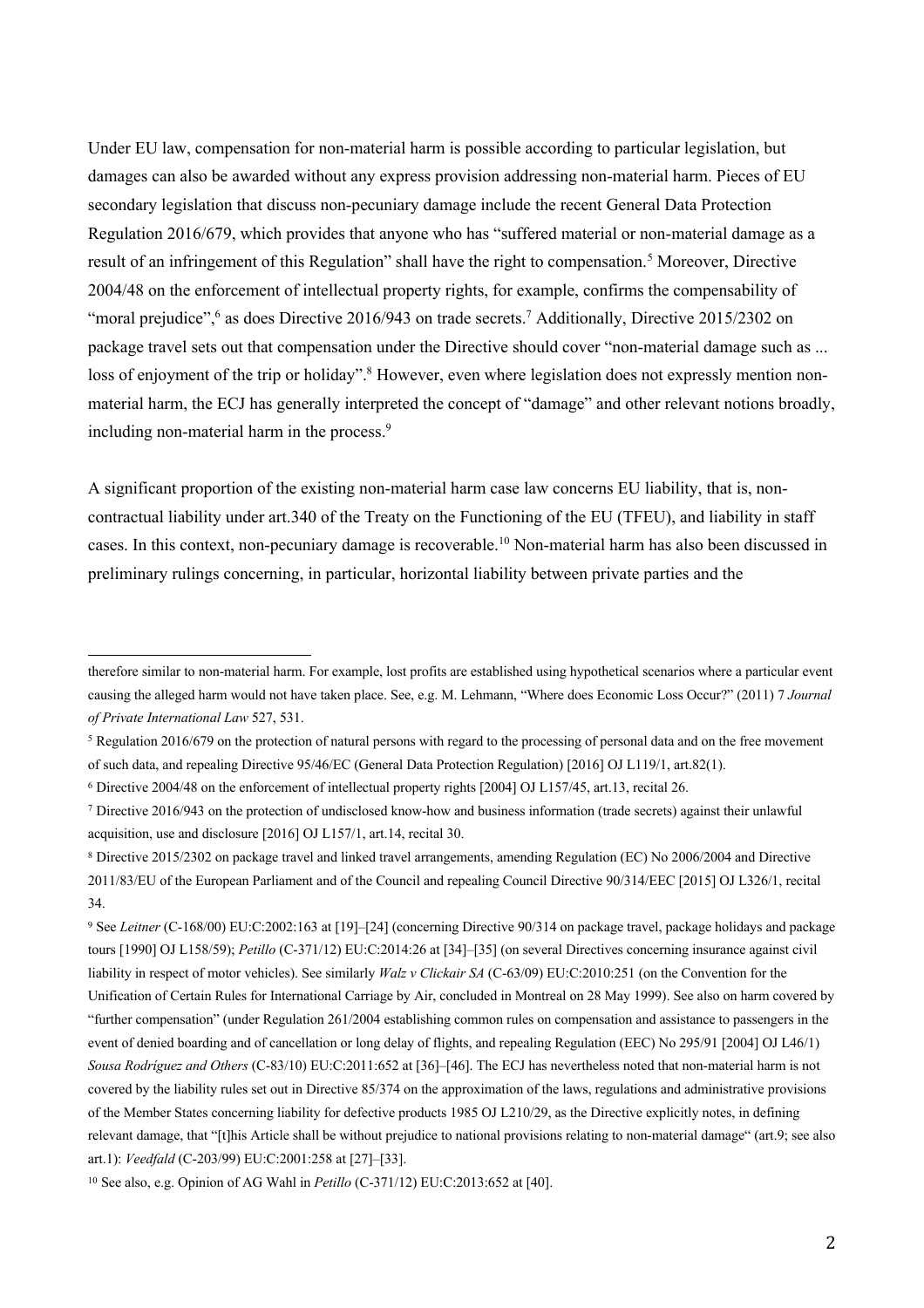Under EU law, compensation for non-material harm is possible according to particular legislation, but damages can also be awarded without any express provision addressing non-material harm. Pieces of EU secondary legislation that discuss non-pecuniary damage include the recent General Data Protection Regulation 2016/679, which provides that anyone who has "suffered material or non-material damage as a result of an infringement of this Regulation" shall have the right to compensation.[5] Moreover, Directive 2004/48 on the enforcement of intellectual property rights, for example, confirms the compensability of "moral prejudice",[6] as does Directive 2016/943 on trade secrets.[7] Additionally, Directive 2015/2302 on package travel sets out that compensation under the Directive should cover "non-material damage such as ... loss of enjoyment of the trip or holiday".[8] However, even where legislation does not expressly mention non-material harm, the ECJ has generally interpreted the concept of "damage" and other relevant notions broadly, including non-material harm in the process.[9]

A significant proportion of the existing non-material harm case law concerns EU liability, that is, non-contractual liability under art.340 of the Treaty on the Functioning of the EU (TFEU), and liability in staff cases. In this context, non-pecuniary damage is recoverable.[10] Non-material harm has also been discussed in preliminary rulings concerning, in particular, horizontal liability between private parties and the

---

therefore similar to non-material harm. For example, lost profits are established using hypothetical scenarios where a particular event causing the alleged harm would not have taken place. See, e.g. M. Lehmann, "Where does Economic Loss Occur?" (2011) 7 *Journal of Private International Law* 527, 531.

[5] Regulation 2016/679 on the protection of natural persons with regard to the processing of personal data and on the free movement of such data, and repealing Directive 95/46/EC (General Data Protection Regulation) [2016] OJ L119/1, art.82(1).

[6] Directive 2004/48 on the enforcement of intellectual property rights [2004] OJ L157/45, art.13, recital 26.

[7] Directive 2016/943 on the protection of undisclosed know-how and business information (trade secrets) against their unlawful acquisition, use and disclosure [2016] OJ L157/1, art.14, recital 30.

[8] Directive 2015/2302 on package travel and linked travel arrangements, amending Regulation (EC) No 2006/2004 and Directive 2011/83/EU of the European Parliament and of the Council and repealing Council Directive 90/314/EEC [2015] OJ L326/1, recital 34.

[9] See *Leitner* (C-168/00) EU:C:2002:163 at [19]–[24] (concerning Directive 90/314 on package travel, package holidays and package tours [1990] OJ L158/59); *Petillo* (C-371/12) EU:C:2014:26 at [34]–[35] (on several Directives concerning insurance against civil liability in respect of motor vehicles). See similarly *Walz v Clickair SA* (C-63/09) EU:C:2010:251 (on the Convention for the Unification of Certain Rules for International Carriage by Air, concluded in Montreal on 28 May 1999). See also on harm covered by "further compensation" (under Regulation 261/2004 establishing common rules on compensation and assistance to passengers in the event of denied boarding and of cancellation or long delay of flights, and repealing Regulation (EEC) No 295/91 [2004] OJ L46/1) *Sousa Rodríguez and Others* (C-83/10) EU:C:2011:652 at [36]–[46]. The ECJ has nevertheless noted that non-material harm is not covered by the liability rules set out in Directive 85/374 on the approximation of the laws, regulations and administrative provisions of the Member States concerning liability for defective products 1985 OJ L210/29, as the Directive explicitly notes, in defining relevant damage, that "[t]his Article shall be without prejudice to national provisions relating to non-material damage" (art.9; see also art.1): *Veedfald* (C-203/99) EU:C:2001:258 at [27]–[33].

[10] See also, e.g. Opinion of AG Wahl in *Petillo* (C-371/12) EU:C:2013:652 at [40].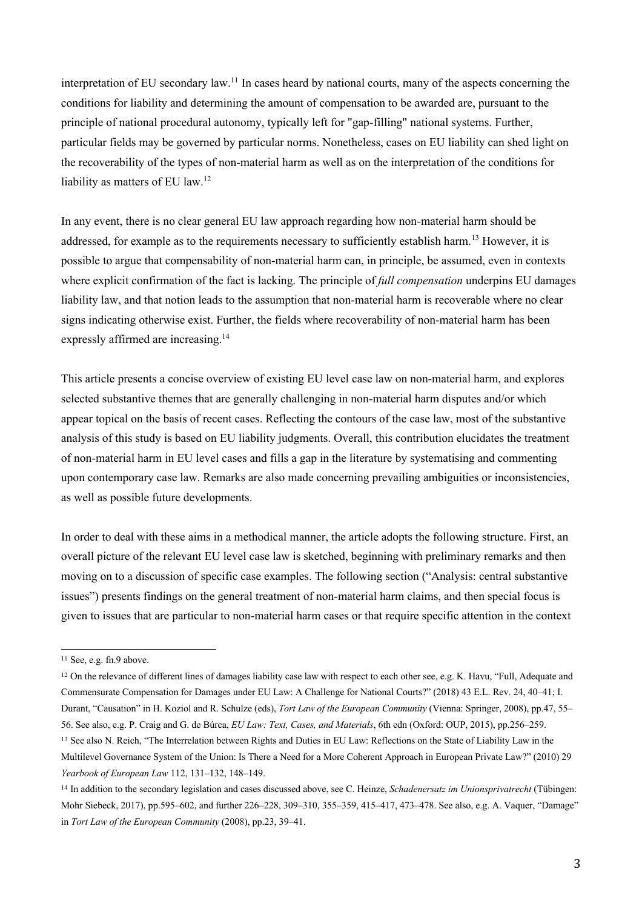interpretation of EU secondary law.[11] In cases heard by national courts, many of the aspects concerning the conditions for liability and determining the amount of compensation to be awarded are, pursuant to the principle of national procedural autonomy, typically left for "gap-filling" national systems. Further, particular fields may be governed by particular norms. Nonetheless, cases on EU liability can shed light on the recoverability of the types of non-material harm as well as on the interpretation of the conditions for liability as matters of EU law.[12]

In any event, there is no clear general EU law approach regarding how non-material harm should be addressed, for example as to the requirements necessary to sufficiently establish harm.[13] However, it is possible to argue that compensability of non-material harm can, in principle, be assumed, even in contexts where explicit confirmation of the fact is lacking. The principle of *full compensation* underpins EU damages liability law, and that notion leads to the assumption that non-material harm is recoverable where no clear signs indicating otherwise exist. Further, the fields where recoverability of non-material harm has been expressly affirmed are increasing.[14]

This article presents a concise overview of existing EU level case law on non-material harm, and explores selected substantive themes that are generally challenging in non-material harm disputes and/or which appear topical on the basis of recent cases. Reflecting the contours of the case law, most of the substantive analysis of this study is based on EU liability judgments. Overall, this contribution elucidates the treatment of non-material harm in EU level cases and fills a gap in the literature by systematising and commenting upon contemporary case law. Remarks are also made concerning prevailing ambiguities or inconsistencies, as well as possible future developments.

In order to deal with these aims in a methodical manner, the article adopts the following structure. First, an overall picture of the relevant EU level case law is sketched, beginning with preliminary remarks and then moving on to a discussion of specific case examples. The following section ("Analysis: central substantive issues") presents findings on the general treatment of non-material harm claims, and then special focus is given to issues that are particular to non-material harm cases or that require specific attention in the context

---

[11] See, e.g. fn.9 above.

[12] On the relevance of different lines of damages liability case law with respect to each other see, e.g. K. Havu, "Full, Adequate and Commensurate Compensation for Damages under EU Law: A Challenge for National Courts?" (2018) 43 E.L. Rev. 24, 40–41; I. Durant, "Causation" in H. Koziol and R. Schulze (eds), *Tort Law of the European Community* (Vienna: Springer, 2008), pp.47, 55–56. See also, e.g. P. Craig and G. de Búrca, *EU Law: Text, Cases, and Materials*, 6th edn (Oxford: OUP, 2015), pp.256–259.

[13] See also N. Reich, "The Interrelation between Rights and Duties in EU Law: Reflections on the State of Liability Law in the Multilevel Governance System of the Union: Is There a Need for a More Coherent Approach in European Private Law?" (2010) 29 *Yearbook of European Law* 112, 131–132, 148–149.

[14] In addition to the secondary legislation and cases discussed above, see C. Heinze, *Schadenersatz im Unionsprivatrecht* (Tübingen: Mohr Siebeck, 2017), pp.595–602, and further 226–228, 309–310, 355–359, 415–417, 473–478. See also, e.g. A. Vaquer, "Damage" in *Tort Law of the European Community* (2008), pp.23, 39–41.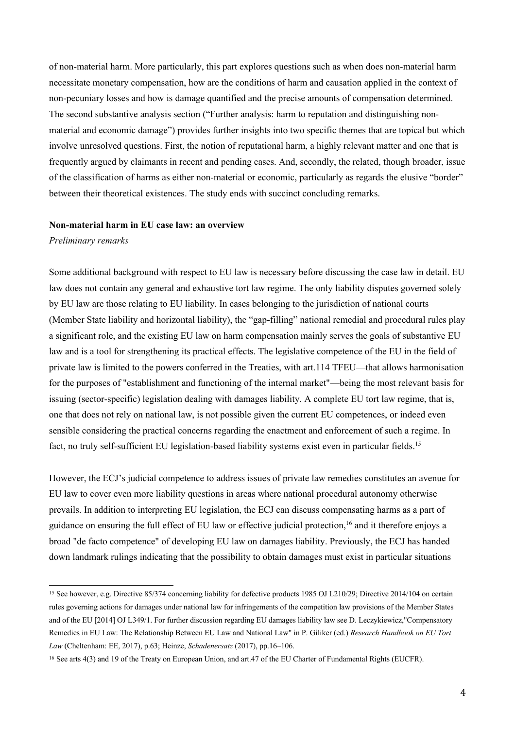of non-material harm. More particularly, this part explores questions such as when does non-material harm necessitate monetary compensation, how are the conditions of harm and causation applied in the context of non-pecuniary losses and how is damage quantified and the precise amounts of compensation determined. The second substantive analysis section ("Further analysis: harm to reputation and distinguishing non-material and economic damage") provides further insights into two specific themes that are topical but which involve unresolved questions. First, the notion of reputational harm, a highly relevant matter and one that is frequently argued by claimants in recent and pending cases. And, secondly, the related, though broader, issue of the classification of harms as either non-material or economic, particularly as regards the elusive "border" between their theoretical existences. The study ends with succinct concluding remarks.

## Non-material harm in EU case law: an overview

### *Preliminary remarks*

Some additional background with respect to EU law is necessary before discussing the case law in detail. EU law does not contain any general and exhaustive tort law regime. The only liability disputes governed solely by EU law are those relating to EU liability. In cases belonging to the jurisdiction of national courts (Member State liability and horizontal liability), the "gap-filling" national remedial and procedural rules play a significant role, and the existing EU law on harm compensation mainly serves the goals of substantive EU law and is a tool for strengthening its practical effects. The legislative competence of the EU in the field of private law is limited to the powers conferred in the Treaties, with art.114 TFEU—that allows harmonisation for the purposes of "establishment and functioning of the internal market"—being the most relevant basis for issuing (sector-specific) legislation dealing with damages liability. A complete EU tort law regime, that is, one that does not rely on national law, is not possible given the current EU competences, or indeed even sensible considering the practical concerns regarding the enactment and enforcement of such a regime. In fact, no truly self-sufficient EU legislation-based liability systems exist even in particular fields.[15]

However, the ECJ's judicial competence to address issues of private law remedies constitutes an avenue for EU law to cover even more liability questions in areas where national procedural autonomy otherwise prevails. In addition to interpreting EU legislation, the ECJ can discuss compensating harms as a part of guidance on ensuring the full effect of EU law or effective judicial protection,[16] and it therefore enjoys a broad "de facto competence" of developing EU law on damages liability. Previously, the ECJ has handed down landmark rulings indicating that the possibility to obtain damages must exist in particular situations

---

[15] See however, e.g. Directive 85/374 concerning liability for defective products 1985 OJ L210/29; Directive 2014/104 on certain rules governing actions for damages under national law for infringements of the competition law provisions of the Member States and of the EU [2014] OJ L349/1. For further discussion regarding EU damages liability law see D. Leczykiewicz,"Compensatory Remedies in EU Law: The Relationship Between EU Law and National Law" in P. Giliker (ed.) *Research Handbook on EU Tort Law* (Cheltenham: EE, 2017), p.63; Heinze, *Schadenersatz* (2017), pp.16–106.

[16] See arts 4(3) and 19 of the Treaty on European Union, and art.47 of the EU Charter of Fundamental Rights (EUCFR).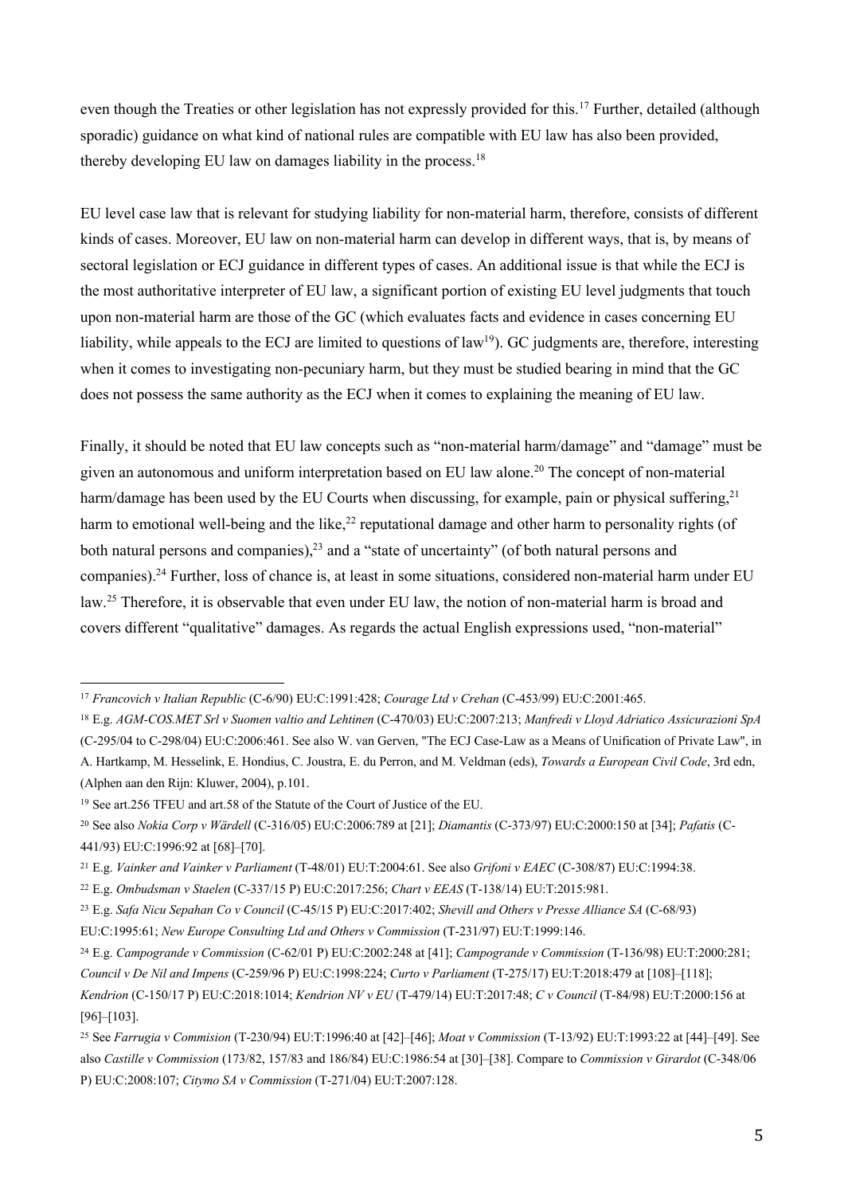even though the Treaties or other legislation has not expressly provided for this.[17] Further, detailed (although sporadic) guidance on what kind of national rules are compatible with EU law has also been provided, thereby developing EU law on damages liability in the process.[18]

EU level case law that is relevant for studying liability for non-material harm, therefore, consists of different kinds of cases. Moreover, EU law on non-material harm can develop in different ways, that is, by means of sectoral legislation or ECJ guidance in different types of cases. An additional issue is that while the ECJ is the most authoritative interpreter of EU law, a significant portion of existing EU level judgments that touch upon non-material harm are those of the GC (which evaluates facts and evidence in cases concerning EU liability, while appeals to the ECJ are limited to questions of law[19]). GC judgments are, therefore, interesting when it comes to investigating non-pecuniary harm, but they must be studied bearing in mind that the GC does not possess the same authority as the ECJ when it comes to explaining the meaning of EU law.

Finally, it should be noted that EU law concepts such as "non-material harm/damage" and "damage" must be given an autonomous and uniform interpretation based on EU law alone.[20] The concept of non-material harm/damage has been used by the EU Courts when discussing, for example, pain or physical suffering,[21] harm to emotional well-being and the like,[22] reputational damage and other harm to personality rights (of both natural persons and companies),[23] and a "state of uncertainty" (of both natural persons and companies).[24] Further, loss of chance is, at least in some situations, considered non-material harm under EU law.[25] Therefore, it is observable that even under EU law, the notion of non-material harm is broad and covers different "qualitative" damages. As regards the actual English expressions used, "non-material"

---

[17] *Francovich v Italian Republic* (C-6/90) EU:C:1991:428; *Courage Ltd v Crehan* (C-453/99) EU:C:2001:465.

[18] E.g. *AGM-COS.MET Srl v Suomen valtio and Lehtinen* (C-470/03) EU:C:2007:213; *Manfredi v Lloyd Adriatico Assicurazioni SpA* (C-295/04 to C-298/04) EU:C:2006:461. See also W. van Gerven, "The ECJ Case-Law as a Means of Unification of Private Law", in A. Hartkamp, M. Hesselink, E. Hondius, C. Joustra, E. du Perron, and M. Veldman (eds), *Towards a European Civil Code*, 3rd edn, (Alphen aan den Rijn: Kluwer, 2004), p.101.

[19] See art.256 TFEU and art.58 of the Statute of the Court of Justice of the EU.

[20] See also *Nokia Corp v Wärdell* (C-316/05) EU:C:2006:789 at [21]; *Diamantis* (C-373/97) EU:C:2000:150 at [34]; *Pafatis* (C-441/93) EU:C:1996:92 at [68]–[70].

[21] E.g. *Vainker and Vainker v Parliament* (T-48/01) EU:T:2004:61. See also *Grifoni v EAEC* (C-308/87) EU:C:1994:38.

[22] E.g. *Ombudsman v Staelen* (C-337/15 P) EU:C:2017:256; *Chart v EEAS* (T-138/14) EU:T:2015:981.

[23] E.g. *Safa Nicu Sepahan Co v Council* (C-45/15 P) EU:C:2017:402; *Shevill and Others v Presse Alliance SA* (C-68/93) EU:C:1995:61; *New Europe Consulting Ltd and Others v Commission* (T-231/97) EU:T:1999:146.

[24] E.g. *Campogrande v Commission* (C-62/01 P) EU:C:2002:248 at [41]; *Campogrande v Commission* (T-136/98) EU:T:2000:281; *Council v De Nil and Impens* (C-259/96 P) EU:C:1998:224; *Curto v Parliament* (T-275/17) EU:T:2018:479 at [108]–[118]; *Kendrion* (C-150/17 P) EU:C:2018:1014; *Kendrion NV v EU* (T-479/14) EU:T:2017:48; *C v Council* (T-84/98) EU:T:2000:156 at [96]–[103].

[25] See *Farrugia v Commision* (T-230/94) EU:T:1996:40 at [42]–[46]; *Moat v Commission* (T-13/92) EU:T:1993:22 at [44]–[49]. See also *Castille v Commission* (173/82, 157/83 and 186/84) EU:C:1986:54 at [30]–[38]. Compare to *Commission v Girardot* (C-348/06 P) EU:C:2008:107; *Citymo SA v Commission* (T-271/04) EU:T:2007:128.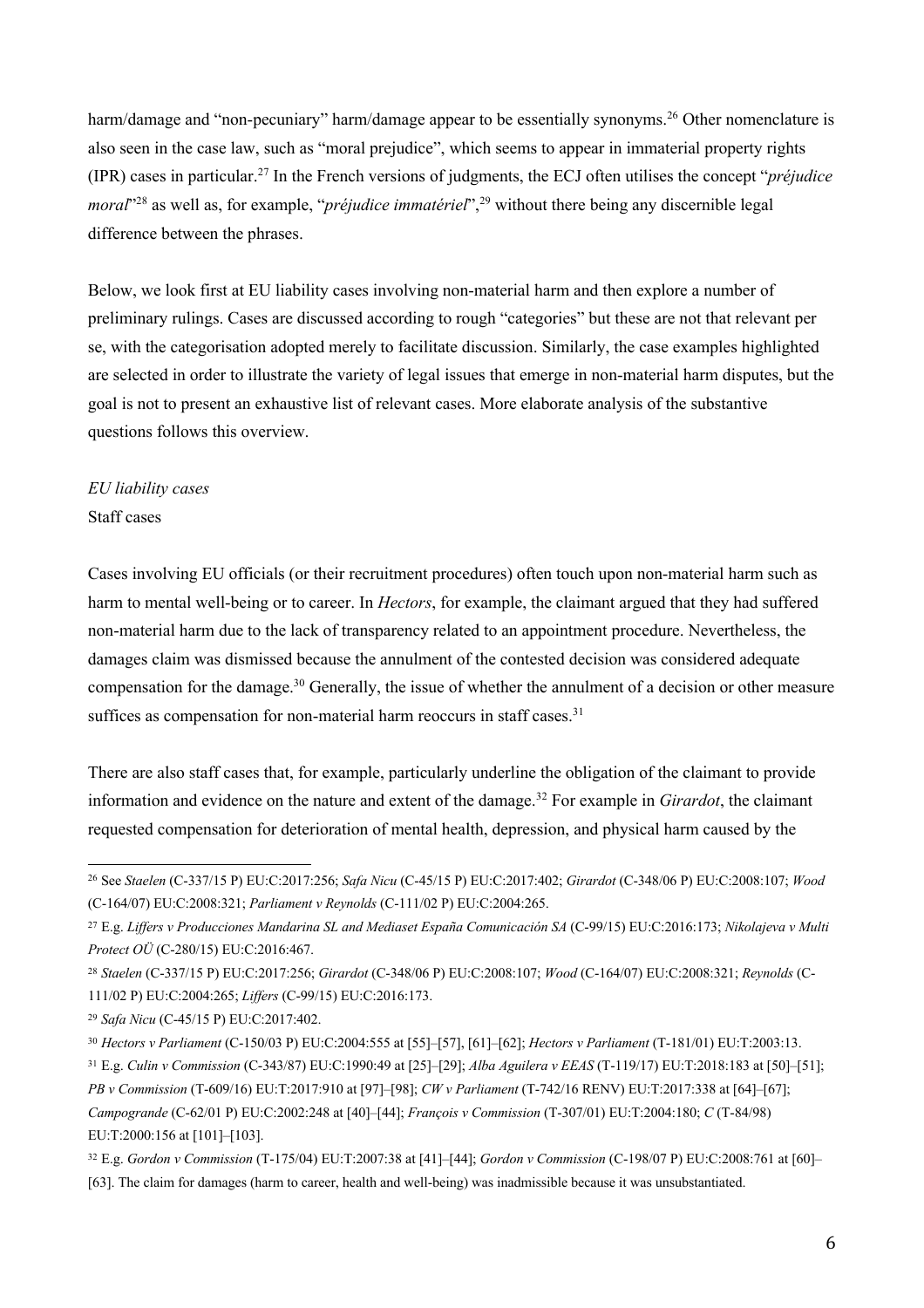harm/damage and "non-pecuniary" harm/damage appear to be essentially synonyms.[26] Other nomenclature is also seen in the case law, such as "moral prejudice", which seems to appear in immaterial property rights (IPR) cases in particular.[27] In the French versions of judgments, the ECJ often utilises the concept "*préjudice moral*"[28] as well as, for example, "*préjudice immatériel*",[29] without there being any discernible legal difference between the phrases.

Below, we look first at EU liability cases involving non-material harm and then explore a number of preliminary rulings. Cases are discussed according to rough "categories" but these are not that relevant per se, with the categorisation adopted merely to facilitate discussion. Similarly, the case examples highlighted are selected in order to illustrate the variety of legal issues that emerge in non-material harm disputes, but the goal is not to present an exhaustive list of relevant cases. More elaborate analysis of the substantive questions follows this overview.

*EU liability cases*

Staff cases

Cases involving EU officials (or their recruitment procedures) often touch upon non-material harm such as harm to mental well-being or to career. In *Hectors*, for example, the claimant argued that they had suffered non-material harm due to the lack of transparency related to an appointment procedure. Nevertheless, the damages claim was dismissed because the annulment of the contested decision was considered adequate compensation for the damage.[30] Generally, the issue of whether the annulment of a decision or other measure suffices as compensation for non-material harm reoccurs in staff cases.[31]

There are also staff cases that, for example, particularly underline the obligation of the claimant to provide information and evidence on the nature and extent of the damage.[32] For example in *Girardot*, the claimant requested compensation for deterioration of mental health, depression, and physical harm caused by the

---

[26] See *Staelen* (C-337/15 P) EU:C:2017:256; *Safa Nicu* (C-45/15 P) EU:C:2017:402; *Girardot* (C-348/06 P) EU:C:2008:107; *Wood* (C-164/07) EU:C:2008:321; *Parliament v Reynolds* (C-111/02 P) EU:C:2004:265.

[27] E.g. *Liffers v Producciones Mandarina SL and Mediaset España Comunicación SA* (C-99/15) EU:C:2016:173; *Nikolajeva v Multi Protect OÜ* (C-280/15) EU:C:2016:467.

[28] *Staelen* (C-337/15 P) EU:C:2017:256; *Girardot* (C-348/06 P) EU:C:2008:107; *Wood* (C-164/07) EU:C:2008:321; *Reynolds* (C-111/02 P) EU:C:2004:265; *Liffers* (C-99/15) EU:C:2016:173.

[29] *Safa Nicu* (C-45/15 P) EU:C:2017:402.

[30] *Hectors v Parliament* (C-150/03 P) EU:C:2004:555 at [55]–[57], [61]–[62]; *Hectors v Parliament* (T-181/01) EU:T:2003:13.

[31] E.g. *Culin v Commission* (C-343/87) EU:C:1990:49 at [25]–[29]; *Alba Aguilera v EEAS* (T-119/17) EU:T:2018:183 at [50]–[51]; *PB v Commission* (T-609/16) EU:T:2017:910 at [97]–[98]; *CW v Parliament* (T-742/16 RENV) EU:T:2017:338 at [64]–[67]; *Campogrande* (C-62/01 P) EU:C:2002:248 at [40]–[44]; *François v Commission* (T-307/01) EU:T:2004:180; *C* (T-84/98) EU:T:2000:156 at [101]–[103].

[32] E.g. *Gordon v Commission* (T-175/04) EU:T:2007:38 at [41]–[44]; *Gordon v Commission* (C-198/07 P) EU:C:2008:761 at [60]–[63]. The claim for damages (harm to career, health and well-being) was inadmissible because it was unsubstantiated.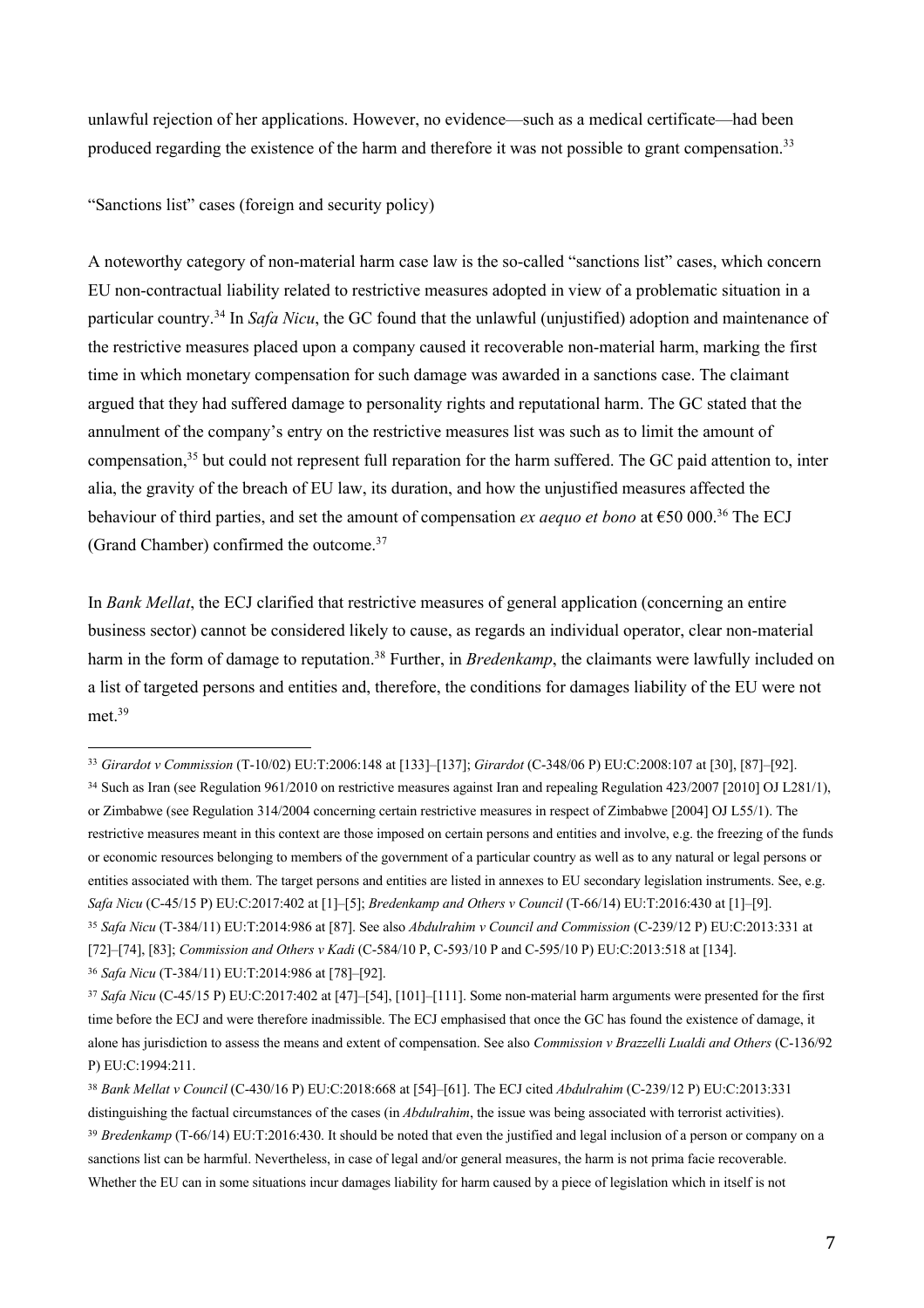unlawful rejection of her applications. However, no evidence—such as a medical certificate—had been produced regarding the existence of the harm and therefore it was not possible to grant compensation.[33]

"Sanctions list" cases (foreign and security policy)

A noteworthy category of non-material harm case law is the so-called "sanctions list" cases, which concern EU non-contractual liability related to restrictive measures adopted in view of a problematic situation in a particular country.[34] In *Safa Nicu*, the GC found that the unlawful (unjustified) adoption and maintenance of the restrictive measures placed upon a company caused it recoverable non-material harm, marking the first time in which monetary compensation for such damage was awarded in a sanctions case. The claimant argued that they had suffered damage to personality rights and reputational harm. The GC stated that the annulment of the company's entry on the restrictive measures list was such as to limit the amount of compensation,[35] but could not represent full reparation for the harm suffered. The GC paid attention to, inter alia, the gravity of the breach of EU law, its duration, and how the unjustified measures affected the behaviour of third parties, and set the amount of compensation *ex aequo et bono* at €50 000.[36] The ECJ (Grand Chamber) confirmed the outcome.[37]

In *Bank Mellat*, the ECJ clarified that restrictive measures of general application (concerning an entire business sector) cannot be considered likely to cause, as regards an individual operator, clear non-material harm in the form of damage to reputation.[38] Further, in *Bredenkamp*, the claimants were lawfully included on a list of targeted persons and entities and, therefore, the conditions for damages liability of the EU were not met.[39]

---

[33] *Girardot v Commission* (T-10/02) EU:T:2006:148 at [133]–[137]; *Girardot* (C-348/06 P) EU:C:2008:107 at [30], [87]–[92].

[34] Such as Iran (see Regulation 961/2010 on restrictive measures against Iran and repealing Regulation 423/2007 [2010] OJ L281/1), or Zimbabwe (see Regulation 314/2004 concerning certain restrictive measures in respect of Zimbabwe [2004] OJ L55/1). The restrictive measures meant in this context are those imposed on certain persons and entities and involve, e.g. the freezing of the funds or economic resources belonging to members of the government of a particular country as well as to any natural or legal persons or entities associated with them. The target persons and entities are listed in annexes to EU secondary legislation instruments. See, e.g. *Safa Nicu* (C-45/15 P) EU:C:2017:402 at [1]–[5]; *Bredenkamp and Others v Council* (T-66/14) EU:T:2016:430 at [1]–[9].

[35] *Safa Nicu* (T-384/11) EU:T:2014:986 at [87]. See also *Abdulrahim v Council and Commission* (C-239/12 P) EU:C:2013:331 at [72]–[74], [83]; *Commission and Others v Kadi* (C-584/10 P, C-593/10 P and C-595/10 P) EU:C:2013:518 at [134].

[36] *Safa Nicu* (T-384/11) EU:T:2014:986 at [78]–[92].

[37] *Safa Nicu* (C-45/15 P) EU:C:2017:402 at [47]–[54], [101]–[111]. Some non-material harm arguments were presented for the first time before the ECJ and were therefore inadmissible. The ECJ emphasised that once the GC has found the existence of damage, it alone has jurisdiction to assess the means and extent of compensation. See also *Commission v Brazzelli Lualdi and Others* (C-136/92 P) EU:C:1994:211.

[38] *Bank Mellat v Council* (C-430/16 P) EU:C:2018:668 at [54]–[61]. The ECJ cited *Abdulrahim* (C-239/12 P) EU:C:2013:331 distinguishing the factual circumstances of the cases (in *Abdulrahim*, the issue was being associated with terrorist activities).

[39] *Bredenkamp* (T-66/14) EU:T:2016:430. It should be noted that even the justified and legal inclusion of a person or company on a sanctions list can be harmful. Nevertheless, in case of legal and/or general measures, the harm is not prima facie recoverable. Whether the EU can in some situations incur damages liability for harm caused by a piece of legislation which in itself is not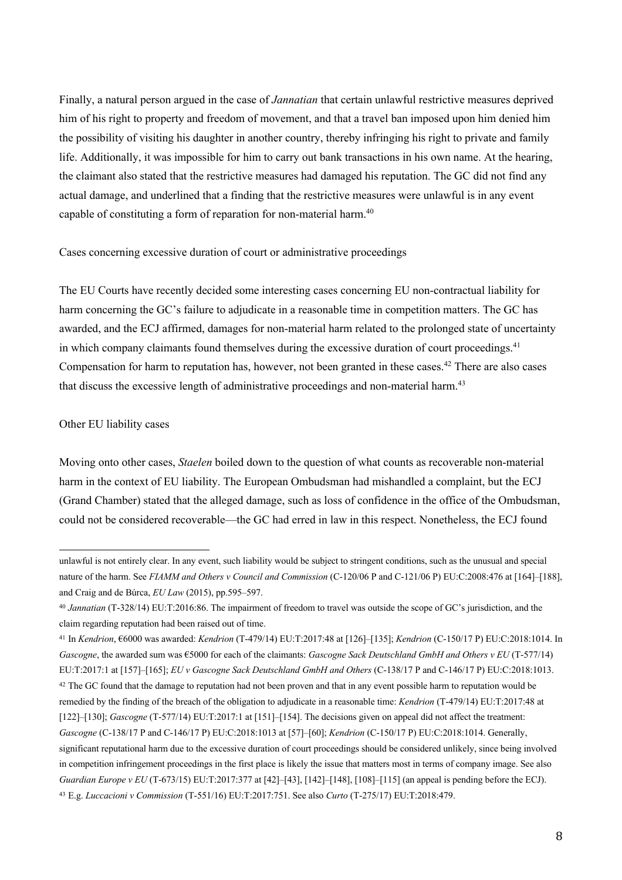Finally, a natural person argued in the case of *Jannatian* that certain unlawful restrictive measures deprived him of his right to property and freedom of movement, and that a travel ban imposed upon him denied him the possibility of visiting his daughter in another country, thereby infringing his right to private and family life. Additionally, it was impossible for him to carry out bank transactions in his own name. At the hearing, the claimant also stated that the restrictive measures had damaged his reputation. The GC did not find any actual damage, and underlined that a finding that the restrictive measures were unlawful is in any event capable of constituting a form of reparation for non-material harm.[40]

Cases concerning excessive duration of court or administrative proceedings

The EU Courts have recently decided some interesting cases concerning EU non-contractual liability for harm concerning the GC's failure to adjudicate in a reasonable time in competition matters. The GC has awarded, and the ECJ affirmed, damages for non-material harm related to the prolonged state of uncertainty in which company claimants found themselves during the excessive duration of court proceedings.[41] Compensation for harm to reputation has, however, not been granted in these cases.[42] There are also cases that discuss the excessive length of administrative proceedings and non-material harm.[43]

Other EU liability cases

Moving onto other cases, *Staelen* boiled down to the question of what counts as recoverable non-material harm in the context of EU liability. The European Ombudsman had mishandled a complaint, but the ECJ (Grand Chamber) stated that the alleged damage, such as loss of confidence in the office of the Ombudsman, could not be considered recoverable—the GC had erred in law in this respect. Nonetheless, the ECJ found

---

unlawful is not entirely clear. In any event, such liability would be subject to stringent conditions, such as the unusual and special nature of the harm. See *FIAMM and Others v Council and Commission* (C-120/06 P and C-121/06 P) EU:C:2008:476 at [164]–[188], and Craig and de Búrca, *EU Law* (2015), pp.595–597.

[40] *Jannatian* (T-328/14) EU:T:2016:86. The impairment of freedom to travel was outside the scope of GC's jurisdiction, and the claim regarding reputation had been raised out of time.

[41] In *Kendrion*, €6000 was awarded: *Kendrion* (T-479/14) EU:T:2017:48 at [126]–[135]; *Kendrion* (C-150/17 P) EU:C:2018:1014. In *Gascogne*, the awarded sum was €5000 for each of the claimants: *Gascogne Sack Deutschland GmbH and Others v EU* (T-577/14) EU:T:2017:1 at [157]–[165]; *EU v Gascogne Sack Deutschland GmbH and Others* (C-138/17 P and C-146/17 P) EU:C:2018:1013.

[42] The GC found that the damage to reputation had not been proven and that in any event possible harm to reputation would be remedied by the finding of the breach of the obligation to adjudicate in a reasonable time: *Kendrion* (T-479/14) EU:T:2017:48 at [122]–[130]; *Gascogne* (T-577/14) EU:T:2017:1 at [151]–[154]. The decisions given on appeal did not affect the treatment: *Gascogne* (C-138/17 P and C-146/17 P) EU:C:2018:1013 at [57]–[60]; *Kendrion* (C-150/17 P) EU:C:2018:1014. Generally, significant reputational harm due to the excessive duration of court proceedings should be considered unlikely, since being involved in competition infringement proceedings in the first place is likely the issue that matters most in terms of company image. See also *Guardian Europe v EU* (T-673/15) EU:T:2017:377 at [42]–[43], [142]–[148], [108]–[115] (an appeal is pending before the ECJ).

[43] E.g. *Luccacioni v Commission* (T-551/16) EU:T:2017:751. See also *Curto* (T-275/17) EU:T:2018:479.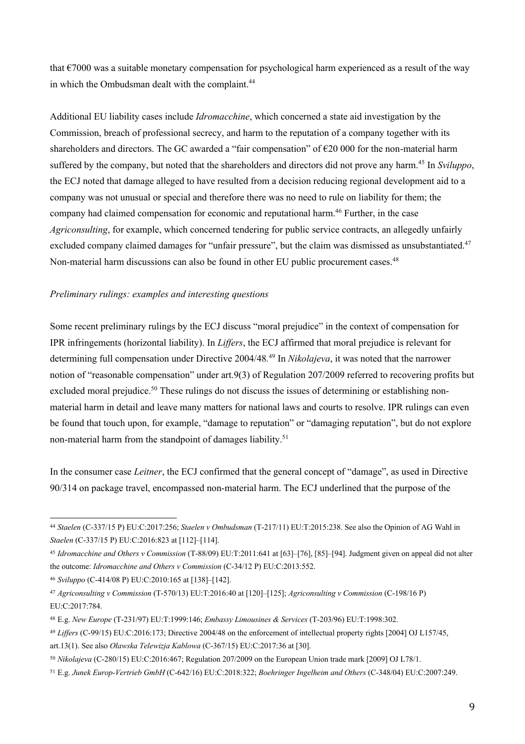that €7000 was a suitable monetary compensation for psychological harm experienced as a result of the way in which the Ombudsman dealt with the complaint.[44]

Additional EU liability cases include *Idromacchine*, which concerned a state aid investigation by the Commission, breach of professional secrecy, and harm to the reputation of a company together with its shareholders and directors. The GC awarded a "fair compensation" of €20 000 for the non-material harm suffered by the company, but noted that the shareholders and directors did not prove any harm.[45] In *Sviluppo*, the ECJ noted that damage alleged to have resulted from a decision reducing regional development aid to a company was not unusual or special and therefore there was no need to rule on liability for them; the company had claimed compensation for economic and reputational harm.[46] Further, in the case *Agriconsulting*, for example, which concerned tendering for public service contracts, an allegedly unfairly excluded company claimed damages for "unfair pressure", but the claim was dismissed as unsubstantiated.[47] Non-material harm discussions can also be found in other EU public procurement cases.[48]

*Preliminary rulings: examples and interesting questions*

Some recent preliminary rulings by the ECJ discuss "moral prejudice" in the context of compensation for IPR infringements (horizontal liability). In *Liffers*, the ECJ affirmed that moral prejudice is relevant for determining full compensation under Directive 2004/48.[49] In *Nikolajeva*, it was noted that the narrower notion of "reasonable compensation" under art.9(3) of Regulation 207/2009 referred to recovering profits but excluded moral prejudice.[50] These rulings do not discuss the issues of determining or establishing non-material harm in detail and leave many matters for national laws and courts to resolve. IPR rulings can even be found that touch upon, for example, "damage to reputation" or "damaging reputation", but do not explore non-material harm from the standpoint of damages liability.[51]

In the consumer case *Leitner*, the ECJ confirmed that the general concept of "damage", as used in Directive 90/314 on package travel, encompassed non-material harm. The ECJ underlined that the purpose of the

---

[44] *Staelen* (C-337/15 P) EU:C:2017:256; *Staelen v Ombudsman* (T-217/11) EU:T:2015:238. See also the Opinion of AG Wahl in *Staelen* (C-337/15 P) EU:C:2016:823 at [112]–[114].

[45] *Idromacchine and Others v Commission* (T-88/09) EU:T:2011:641 at [63]–[76], [85]–[94]. Judgment given on appeal did not alter the outcome: *Idromacchine and Others v Commission* (C-34/12 P) EU:C:2013:552.

[46] *Sviluppo* (C-414/08 P) EU:C:2010:165 at [138]–[142].

[47] *Agriconsulting v Commission* (T-570/13) EU:T:2016:40 at [120]–[125]; *Agriconsulting v Commission* (C-198/16 P) EU:C:2017:784.

[48] E.g. *New Europe* (T-231/97) EU:T:1999:146; *Embassy Limousines & Services* (T-203/96) EU:T:1998:302.

[49] *Liffers* (C-99/15) EU:C:2016:173; Directive 2004/48 on the enforcement of intellectual property rights [2004] OJ L157/45, art.13(1). See also *Oławska Telewizja Kablowa* (C-367/15) EU:C:2017:36 at [30].

[50] *Nikolajeva* (C-280/15) EU:C:2016:467; Regulation 207/2009 on the European Union trade mark [2009] OJ L78/1.

[51] E.g. *Junek Europ-Vertrieb GmbH* (C-642/16) EU:C:2018:322; *Boehringer Ingelheim and Others* (C-348/04) EU:C:2007:249.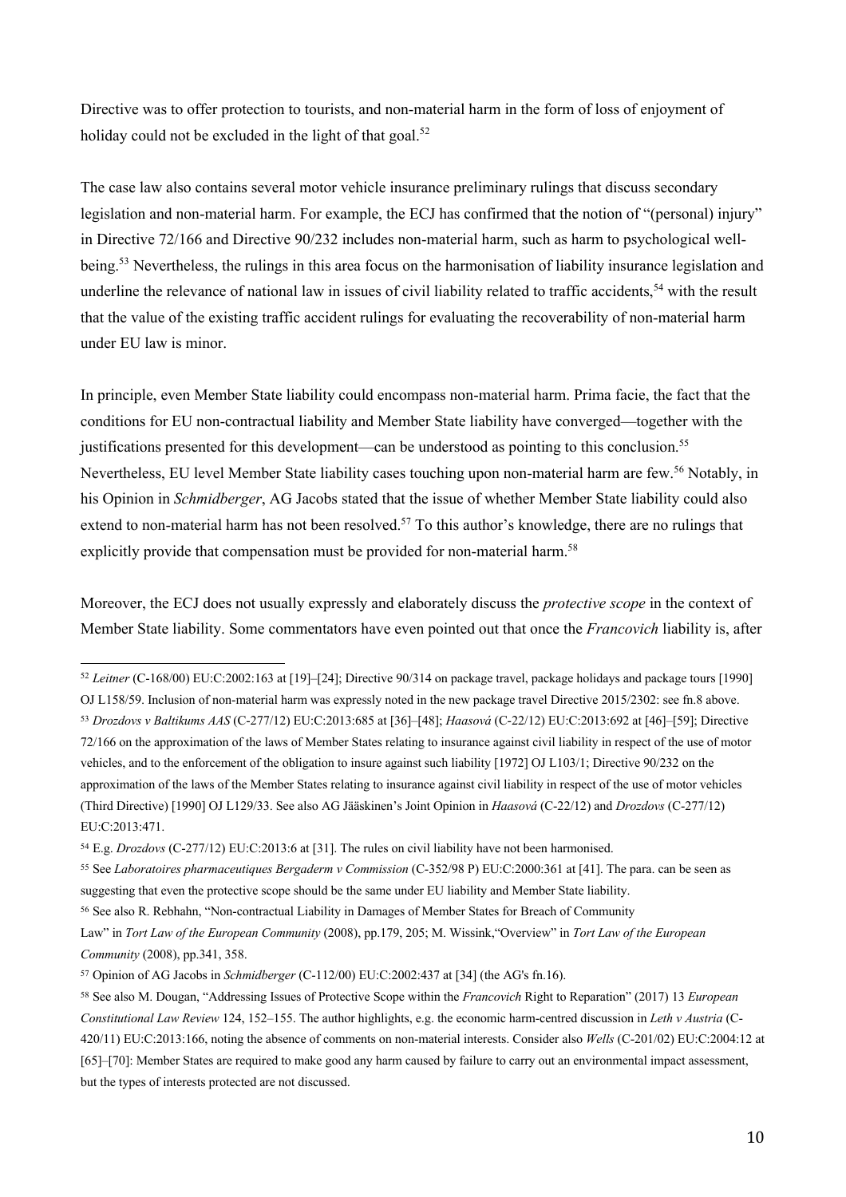Directive was to offer protection to tourists, and non-material harm in the form of loss of enjoyment of holiday could not be excluded in the light of that goal.[52]

The case law also contains several motor vehicle insurance preliminary rulings that discuss secondary legislation and non-material harm. For example, the ECJ has confirmed that the notion of "(personal) injury" in Directive 72/166 and Directive 90/232 includes non-material harm, such as harm to psychological well-being.[53] Nevertheless, the rulings in this area focus on the harmonisation of liability insurance legislation and underline the relevance of national law in issues of civil liability related to traffic accidents,[54] with the result that the value of the existing traffic accident rulings for evaluating the recoverability of non-material harm under EU law is minor.

In principle, even Member State liability could encompass non-material harm. Prima facie, the fact that the conditions for EU non-contractual liability and Member State liability have converged—together with the justifications presented for this development—can be understood as pointing to this conclusion.[55] Nevertheless, EU level Member State liability cases touching upon non-material harm are few.[56] Notably, in his Opinion in *Schmidberger*, AG Jacobs stated that the issue of whether Member State liability could also extend to non-material harm has not been resolved.[57] To this author's knowledge, there are no rulings that explicitly provide that compensation must be provided for non-material harm.[58]

Moreover, the ECJ does not usually expressly and elaborately discuss the *protective scope* in the context of Member State liability. Some commentators have even pointed out that once the *Francovich* liability is, after

---

[52] *Leitner* (C-168/00) EU:C:2002:163 at [19]–[24]; Directive 90/314 on package travel, package holidays and package tours [1990] OJ L158/59. Inclusion of non-material harm was expressly noted in the new package travel Directive 2015/2302: see fn.8 above.

[53] *Drozdovs v Baltikums AAS* (C-277/12) EU:C:2013:685 at [36]–[48]; *Haasová* (C-22/12) EU:C:2013:692 at [46]–[59]; Directive 72/166 on the approximation of the laws of Member States relating to insurance against civil liability in respect of the use of motor vehicles, and to the enforcement of the obligation to insure against such liability [1972] OJ L103/1; Directive 90/232 on the approximation of the laws of the Member States relating to insurance against civil liability in respect of the use of motor vehicles (Third Directive) [1990] OJ L129/33. See also AG Jääskinen's Joint Opinion in *Haasová* (C-22/12) and *Drozdovs* (C-277/12) EU:C:2013:471.

[54] E.g. *Drozdovs* (C-277/12) EU:C:2013:6 at [31]. The rules on civil liability have not been harmonised.

[55] See *Laboratoires pharmaceutiques Bergaderm v Commission* (C-352/98 P) EU:C:2000:361 at [41]. The para. can be seen as suggesting that even the protective scope should be the same under EU liability and Member State liability.

[56] See also R. Rebhahn, "Non-contractual Liability in Damages of Member States for Breach of Community Law" in *Tort Law of the European Community* (2008), pp.179, 205; M. Wissink, "Overview" in *Tort Law of the European Community* (2008), pp.341, 358.

[57] Opinion of AG Jacobs in *Schmidberger* (C-112/00) EU:C:2002:437 at [34] (the AG's fn.16).

[58] See also M. Dougan, "Addressing Issues of Protective Scope within the *Francovich* Right to Reparation" (2017) 13 *European Constitutional Law Review* 124, 152–155. The author highlights, e.g. the economic harm-centred discussion in *Leth v Austria* (C-420/11) EU:C:2013:166, noting the absence of comments on non-material interests. Consider also *Wells* (C-201/02) EU:C:2004:12 at [65]–[70]: Member States are required to make good any harm caused by failure to carry out an environmental impact assessment, but the types of interests protected are not discussed.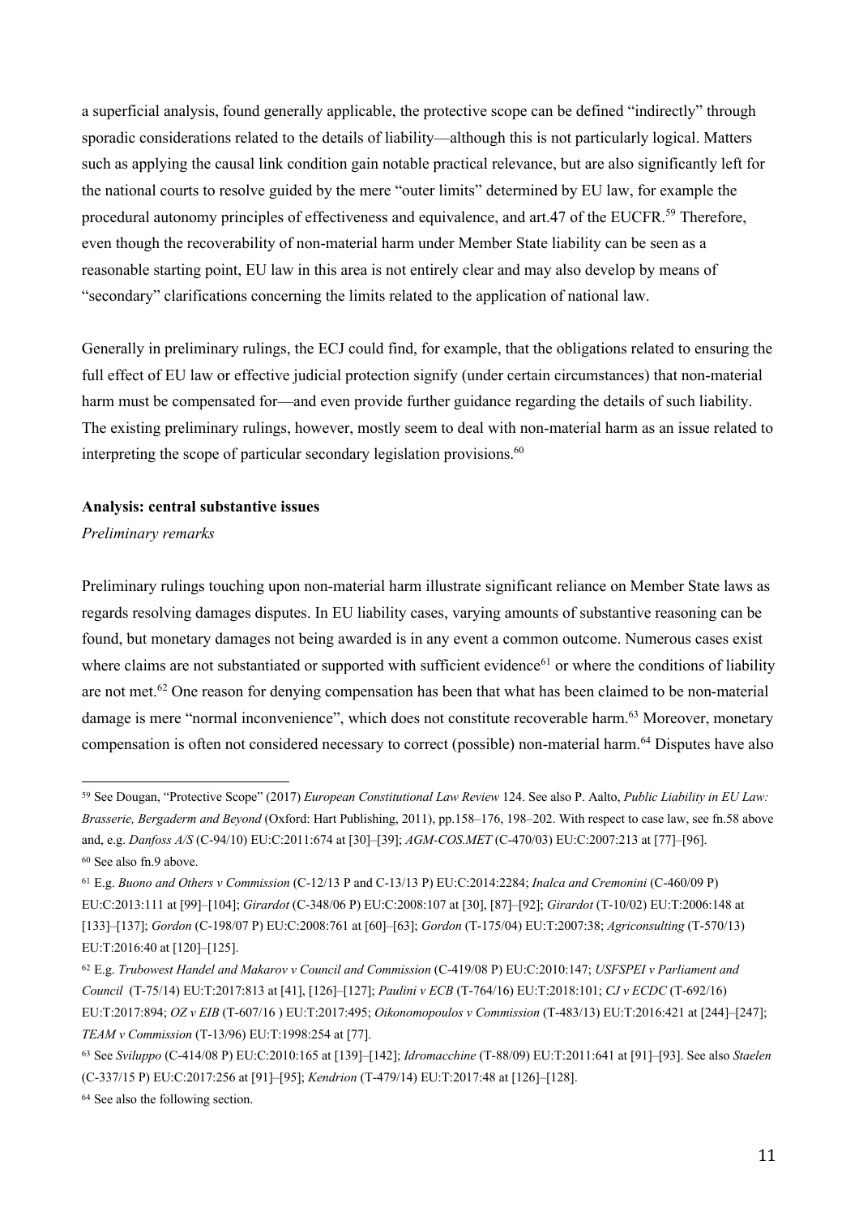a superficial analysis, found generally applicable, the protective scope can be defined "indirectly" through sporadic considerations related to the details of liability—although this is not particularly logical. Matters such as applying the causal link condition gain notable practical relevance, but are also significantly left for the national courts to resolve guided by the mere "outer limits" determined by EU law, for example the procedural autonomy principles of effectiveness and equivalence, and art.47 of the EUCFR.[59] Therefore, even though the recoverability of non-material harm under Member State liability can be seen as a reasonable starting point, EU law in this area is not entirely clear and may also develop by means of "secondary" clarifications concerning the limits related to the application of national law.

Generally in preliminary rulings, the ECJ could find, for example, that the obligations related to ensuring the full effect of EU law or effective judicial protection signify (under certain circumstances) that non-material harm must be compensated for—and even provide further guidance regarding the details of such liability. The existing preliminary rulings, however, mostly seem to deal with non-material harm as an issue related to interpreting the scope of particular secondary legislation provisions.[60]

**Analysis: central substantive issues**

*Preliminary remarks*

Preliminary rulings touching upon non-material harm illustrate significant reliance on Member State laws as regards resolving damages disputes. In EU liability cases, varying amounts of substantive reasoning can be found, but monetary damages not being awarded is in any event a common outcome. Numerous cases exist where claims are not substantiated or supported with sufficient evidence[61] or where the conditions of liability are not met.[62] One reason for denying compensation has been that what has been claimed to be non-material damage is mere "normal inconvenience", which does not constitute recoverable harm.[63] Moreover, monetary compensation is often not considered necessary to correct (possible) non-material harm.[64] Disputes have also

---

[59] See Dougan, "Protective Scope" (2017) *European Constitutional Law Review* 124. See also P. Aalto, *Public Liability in EU Law: Brasserie, Bergaderm and Beyond* (Oxford: Hart Publishing, 2011), pp.158–176, 198–202. With respect to case law, see fn.58 above and, e.g. *Danfoss A/S* (C-94/10) EU:C:2011:674 at [30]–[39]; *AGM-COS.MET* (C-470/03) EU:C:2007:213 at [77]–[96].

[60] See also fn.9 above.

[61] E.g. *Buono and Others v Commission* (C-12/13 P and C-13/13 P) EU:C:2014:2284; *Inalca and Cremonini* (C-460/09 P) EU:C:2013:111 at [99]–[104]; *Girardot* (C-348/06 P) EU:C:2008:107 at [30], [87]–[92]; *Girardot* (T-10/02) EU:T:2006:148 at [133]–[137]; *Gordon* (C-198/07 P) EU:C:2008:761 at [60]–[63]; *Gordon* (T-175/04) EU:T:2007:38; *Agriconsulting* (T-570/13) EU:T:2016:40 at [120]–[125].

[62] E.g. *Trubowest Handel and Makarov v Council and Commission* (C-419/08 P) EU:C:2010:147; *USFSPEI v Parliament and Council* (T-75/14) EU:T:2017:813 at [41], [126]–[127]; *Paulini v ECB* (T-764/16) EU:T:2018:101; *CJ v ECDC* (T-692/16) EU:T:2017:894; *OZ v EIB* (T-607/16 ) EU:T:2017:495; *Oikonomopoulos v Commission* (T-483/13) EU:T:2016:421 at [244]–[247]; *TEAM v Commission* (T-13/96) EU:T:1998:254 at [77].

[63] See *Sviluppo* (C-414/08 P) EU:C:2010:165 at [139]–[142]; *Idromacchine* (T-88/09) EU:T:2011:641 at [91]–[93]. See also *Staelen* (C-337/15 P) EU:C:2017:256 at [91]–[95]; *Kendrion* (T-479/14) EU:T:2017:48 at [126]–[128].

[64] See also the following section.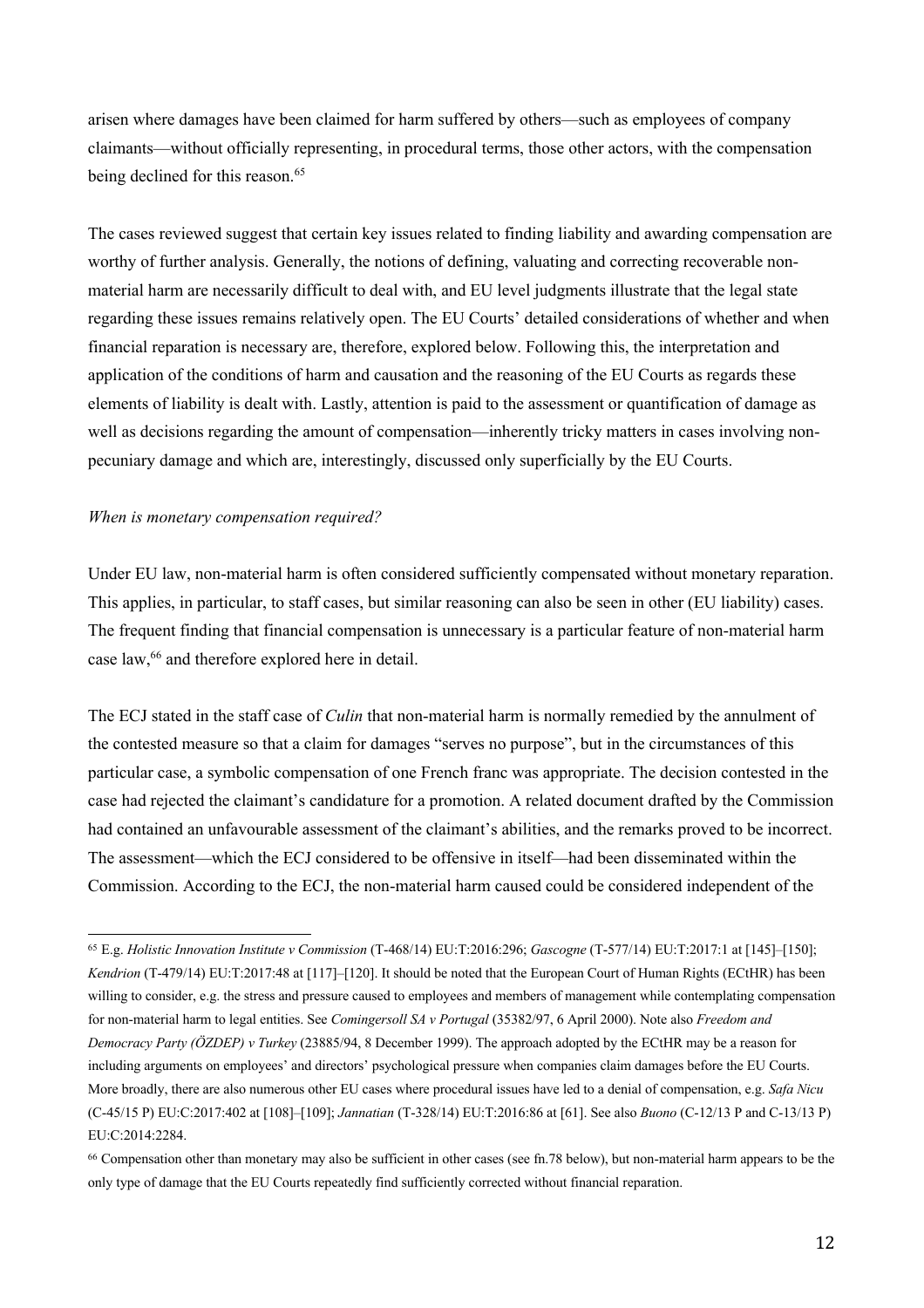arisen where damages have been claimed for harm suffered by others—such as employees of company claimants—without officially representing, in procedural terms, those other actors, with the compensation being declined for this reason.[65]

The cases reviewed suggest that certain key issues related to finding liability and awarding compensation are worthy of further analysis. Generally, the notions of defining, valuating and correcting recoverable non-material harm are necessarily difficult to deal with, and EU level judgments illustrate that the legal state regarding these issues remains relatively open. The EU Courts' detailed considerations of whether and when financial reparation is necessary are, therefore, explored below. Following this, the interpretation and application of the conditions of harm and causation and the reasoning of the EU Courts as regards these elements of liability is dealt with. Lastly, attention is paid to the assessment or quantification of damage as well as decisions regarding the amount of compensation—inherently tricky matters in cases involving non-pecuniary damage and which are, interestingly, discussed only superficially by the EU Courts.

*When is monetary compensation required?*

Under EU law, non-material harm is often considered sufficiently compensated without monetary reparation. This applies, in particular, to staff cases, but similar reasoning can also be seen in other (EU liability) cases. The frequent finding that financial compensation is unnecessary is a particular feature of non-material harm case law,[66] and therefore explored here in detail.

The ECJ stated in the staff case of *Culin* that non-material harm is normally remedied by the annulment of the contested measure so that a claim for damages "serves no purpose", but in the circumstances of this particular case, a symbolic compensation of one French franc was appropriate. The decision contested in the case had rejected the claimant's candidature for a promotion. A related document drafted by the Commission had contained an unfavourable assessment of the claimant's abilities, and the remarks proved to be incorrect. The assessment—which the ECJ considered to be offensive in itself—had been disseminated within the Commission. According to the ECJ, the non-material harm caused could be considered independent of the

---

[65] E.g. *Holistic Innovation Institute v Commission* (T-468/14) EU:T:2016:296; *Gascogne* (T-577/14) EU:T:2017:1 at [145]–[150]; *Kendrion* (T-479/14) EU:T:2017:48 at [117]–[120]. It should be noted that the European Court of Human Rights (ECtHR) has been willing to consider, e.g. the stress and pressure caused to employees and members of management while contemplating compensation for non-material harm to legal entities. See *Comingersoll SA v Portugal* (35382/97, 6 April 2000). Note also *Freedom and Democracy Party (ÖZDEP) v Turkey* (23885/94, 8 December 1999). The approach adopted by the ECtHR may be a reason for including arguments on employees' and directors' psychological pressure when companies claim damages before the EU Courts. More broadly, there are also numerous other EU cases where procedural issues have led to a denial of compensation, e.g. *Safa Nicu* (C-45/15 P) EU:C:2017:402 at [108]–[109]; *Jannatian* (T-328/14) EU:T:2016:86 at [61]. See also *Buono* (C-12/13 P and C-13/13 P) EU:C:2014:2284.

[66] Compensation other than monetary may also be sufficient in other cases (see fn.78 below), but non-material harm appears to be the only type of damage that the EU Courts repeatedly find sufficiently corrected without financial reparation.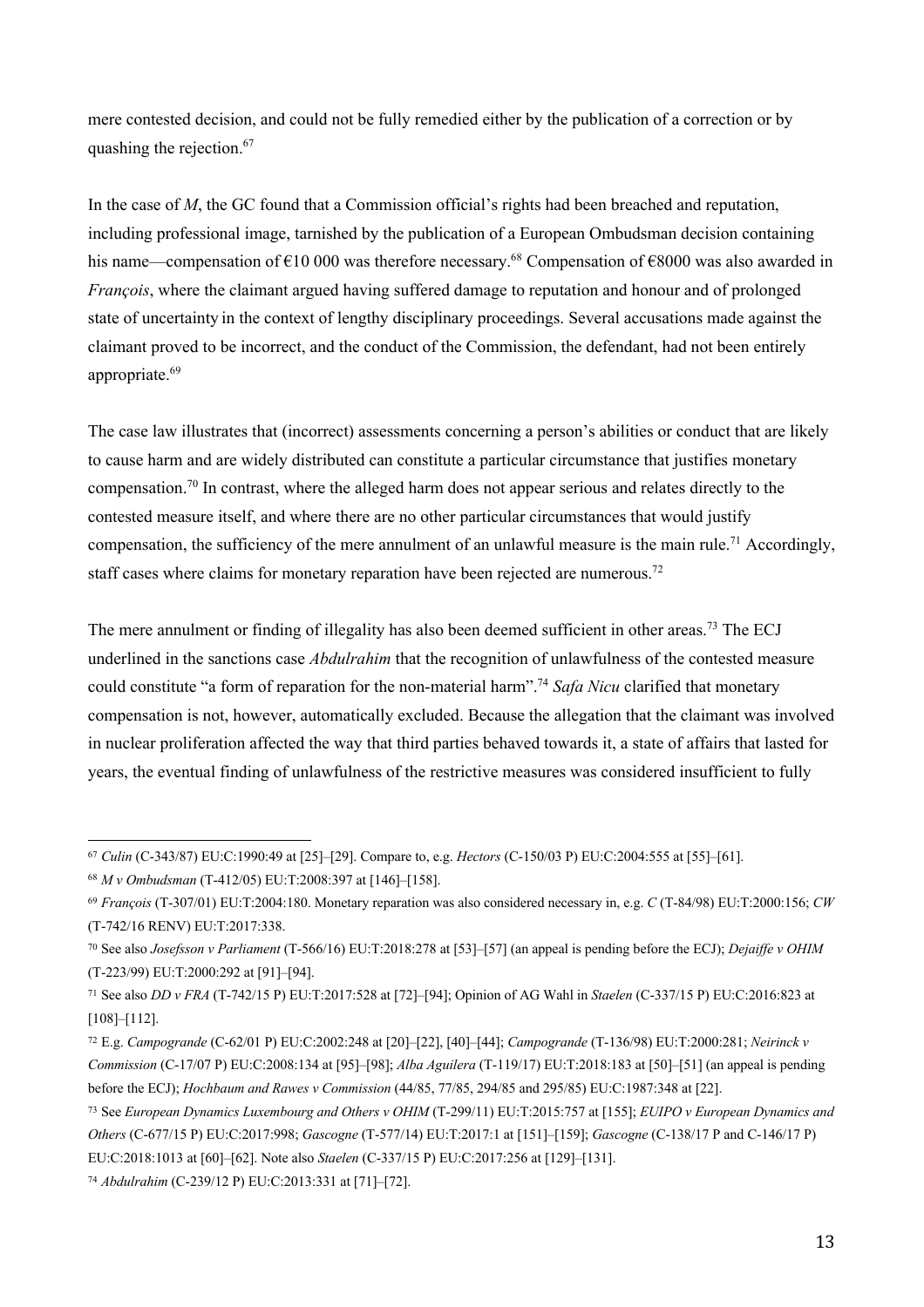mere contested decision, and could not be fully remedied either by the publication of a correction or by quashing the rejection.[67]

In the case of *M*, the GC found that a Commission official's rights had been breached and reputation, including professional image, tarnished by the publication of a European Ombudsman decision containing his name—compensation of €10 000 was therefore necessary.[68] Compensation of €8000 was also awarded in *François*, where the claimant argued having suffered damage to reputation and honour and of prolonged state of uncertainty in the context of lengthy disciplinary proceedings. Several accusations made against the claimant proved to be incorrect, and the conduct of the Commission, the defendant, had not been entirely appropriate.[69]

The case law illustrates that (incorrect) assessments concerning a person's abilities or conduct that are likely to cause harm and are widely distributed can constitute a particular circumstance that justifies monetary compensation.[70] In contrast, where the alleged harm does not appear serious and relates directly to the contested measure itself, and where there are no other particular circumstances that would justify compensation, the sufficiency of the mere annulment of an unlawful measure is the main rule.[71] Accordingly, staff cases where claims for monetary reparation have been rejected are numerous.[72]

The mere annulment or finding of illegality has also been deemed sufficient in other areas.[73] The ECJ underlined in the sanctions case *Abdulrahim* that the recognition of unlawfulness of the contested measure could constitute "a form of reparation for the non-material harm".[74] *Safa Nicu* clarified that monetary compensation is not, however, automatically excluded. Because the allegation that the claimant was involved in nuclear proliferation affected the way that third parties behaved towards it, a state of affairs that lasted for years, the eventual finding of unlawfulness of the restrictive measures was considered insufficient to fully

---

[67] *Culin* (C-343/87) EU:C:1990:49 at [25]–[29]. Compare to, e.g. *Hectors* (C-150/03 P) EU:C:2004:555 at [55]–[61].

[68] *M v Ombudsman* (T-412/05) EU:T:2008:397 at [146]–[158].

[69] *François* (T-307/01) EU:T:2004:180. Monetary reparation was also considered necessary in, e.g. *C* (T-84/98) EU:T:2000:156; *CW* (T-742/16 RENV) EU:T:2017:338.

[70] See also *Josefsson v Parliament* (T-566/16) EU:T:2018:278 at [53]–[57] (an appeal is pending before the ECJ); *Dejaiffe v OHIM* (T-223/99) EU:T:2000:292 at [91]–[94].

[71] See also *DD v FRA* (T-742/15 P) EU:T:2017:528 at [72]–[94]; Opinion of AG Wahl in *Staelen* (C-337/15 P) EU:C:2016:823 at [108]–[112].

[72] E.g. *Campogrande* (C-62/01 P) EU:C:2002:248 at [20]–[22], [40]–[44]; *Campogrande* (T-136/98) EU:T:2000:281; *Neirinck v Commission* (C-17/07 P) EU:C:2008:134 at [95]–[98]; *Alba Aguilera* (T-119/17) EU:T:2018:183 at [50]–[51] (an appeal is pending before the ECJ); *Hochbaum and Rawes v Commission* (44/85, 77/85, 294/85 and 295/85) EU:C:1987:348 at [22].

[73] See *European Dynamics Luxembourg and Others v OHIM* (T-299/11) EU:T:2015:757 at [155]; *EUIPO v European Dynamics and Others* (C-677/15 P) EU:C:2017:998; *Gascogne* (T-577/14) EU:T:2017:1 at [151]–[159]; *Gascogne* (C-138/17 P and C-146/17 P) EU:C:2018:1013 at [60]–[62]. Note also *Staelen* (C-337/15 P) EU:C:2017:256 at [129]–[131].

[74] *Abdulrahim* (C-239/12 P) EU:C:2013:331 at [71]–[72].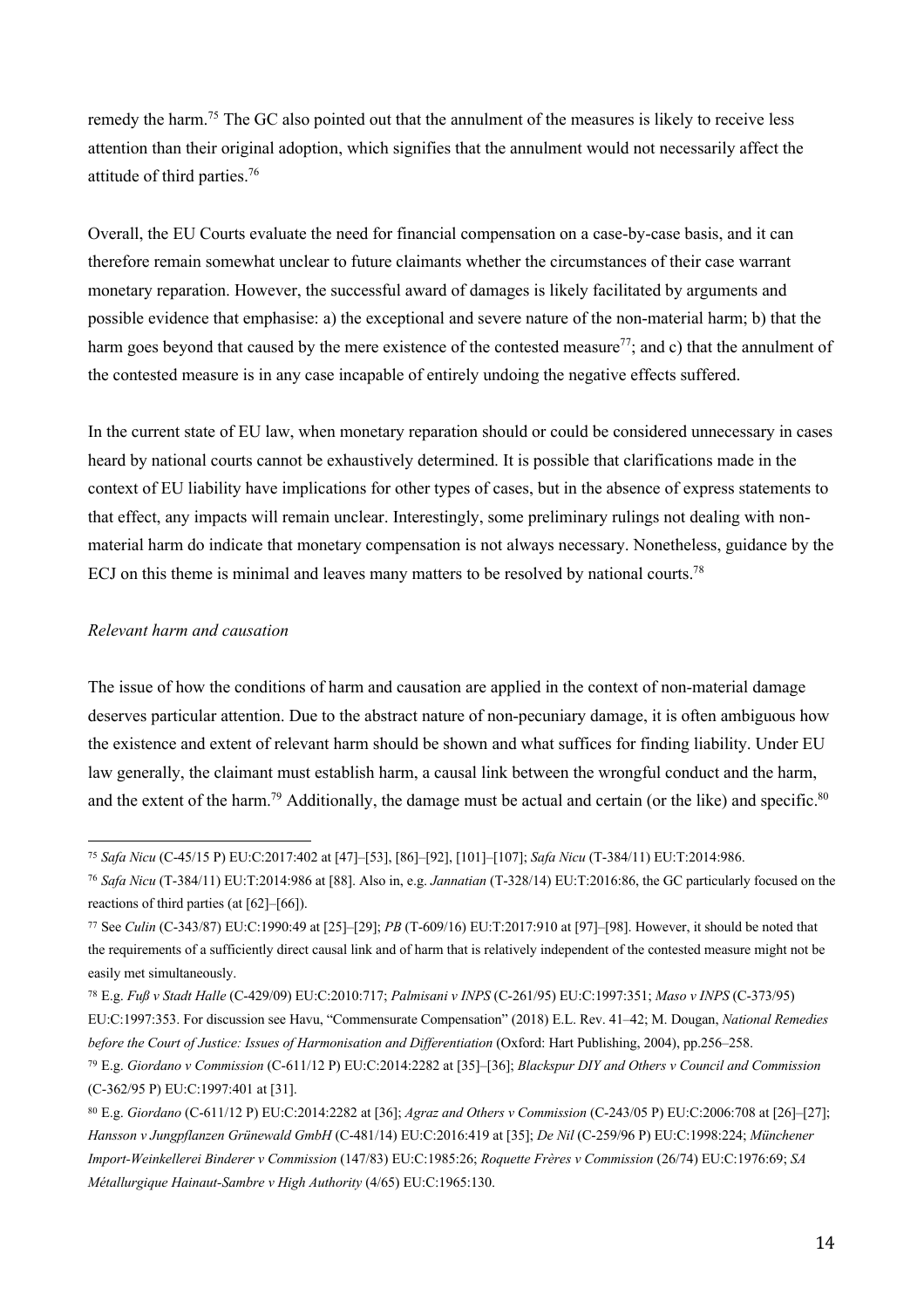remedy the harm.[75] The GC also pointed out that the annulment of the measures is likely to receive less attention than their original adoption, which signifies that the annulment would not necessarily affect the attitude of third parties.[76]

Overall, the EU Courts evaluate the need for financial compensation on a case-by-case basis, and it can therefore remain somewhat unclear to future claimants whether the circumstances of their case warrant monetary reparation. However, the successful award of damages is likely facilitated by arguments and possible evidence that emphasise: a) the exceptional and severe nature of the non-material harm; b) that the harm goes beyond that caused by the mere existence of the contested measure[77]; and c) that the annulment of the contested measure is in any case incapable of entirely undoing the negative effects suffered.

In the current state of EU law, when monetary reparation should or could be considered unnecessary in cases heard by national courts cannot be exhaustively determined. It is possible that clarifications made in the context of EU liability have implications for other types of cases, but in the absence of express statements to that effect, any impacts will remain unclear. Interestingly, some preliminary rulings not dealing with non-material harm do indicate that monetary compensation is not always necessary. Nonetheless, guidance by the ECJ on this theme is minimal and leaves many matters to be resolved by national courts.[78]

*Relevant harm and causation*

The issue of how the conditions of harm and causation are applied in the context of non-material damage deserves particular attention. Due to the abstract nature of non-pecuniary damage, it is often ambiguous how the existence and extent of relevant harm should be shown and what suffices for finding liability. Under EU law generally, the claimant must establish harm, a causal link between the wrongful conduct and the harm, and the extent of the harm.[79] Additionally, the damage must be actual and certain (or the like) and specific.[80]

---

[75] *Safa Nicu* (C-45/15 P) EU:C:2017:402 at [47]–[53], [86]–[92], [101]–[107]; *Safa Nicu* (T-384/11) EU:T:2014:986.

[76] *Safa Nicu* (T-384/11) EU:T:2014:986 at [88]. Also in, e.g. *Jannatian* (T-328/14) EU:T:2016:86, the GC particularly focused on the reactions of third parties (at [62]–[66]).

[77] See *Culin* (C-343/87) EU:C:1990:49 at [25]–[29]; *PB* (T-609/16) EU:T:2017:910 at [97]–[98]. However, it should be noted that the requirements of a sufficiently direct causal link and of harm that is relatively independent of the contested measure might not be easily met simultaneously.

[78] E.g. *Fuß v Stadt Halle* (C-429/09) EU:C:2010:717; *Palmisani v INPS* (C-261/95) EU:C:1997:351; *Maso v INPS* (C-373/95) EU:C:1997:353. For discussion see Havu, "Commensurate Compensation" (2018) E.L. Rev. 41–42; M. Dougan, *National Remedies before the Court of Justice: Issues of Harmonisation and Differentiation* (Oxford: Hart Publishing, 2004), pp.256–258.

[79] E.g. *Giordano v Commission* (C-611/12 P) EU:C:2014:2282 at [35]–[36]; *Blackspur DIY and Others v Council and Commission* (C-362/95 P) EU:C:1997:401 at [31].

[80] E.g. *Giordano* (C-611/12 P) EU:C:2014:2282 at [36]; *Agraz and Others v Commission* (C-243/05 P) EU:C:2006:708 at [26]–[27]; *Hansson v Jungpflanzen Grünewald GmbH* (C-481/14) EU:C:2016:419 at [35]; *De Nil* (C-259/96 P) EU:C:1998:224; *Münchener Import-Weinkellerei Binderer v Commission* (147/83) EU:C:1985:26; *Roquette Frères v Commission* (26/74) EU:C:1976:69; *SA Métallurgique Hainaut-Sambre v High Authority* (4/65) EU:C:1965:130.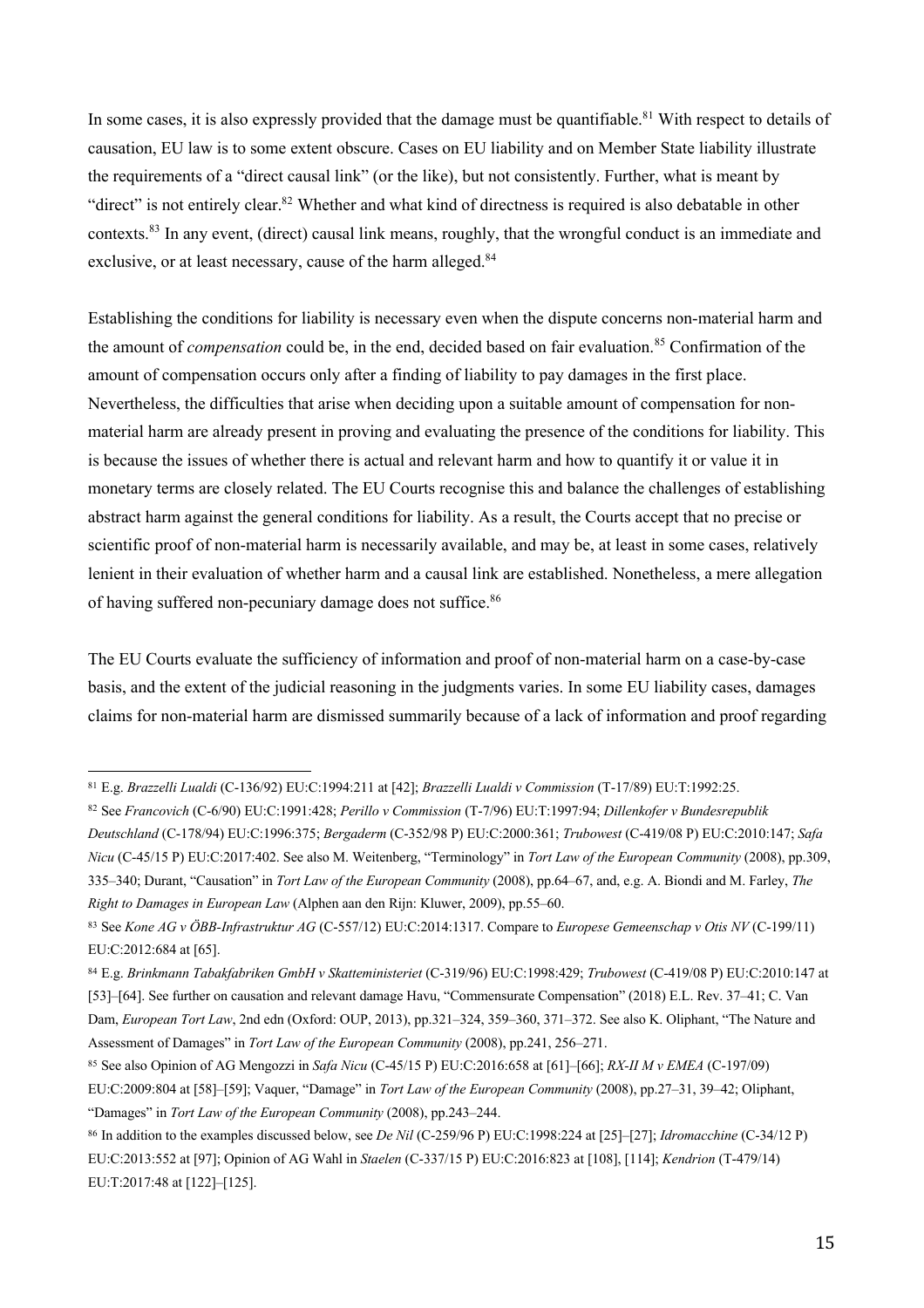In some cases, it is also expressly provided that the damage must be quantifiable.[81] With respect to details of causation, EU law is to some extent obscure. Cases on EU liability and on Member State liability illustrate the requirements of a "direct causal link" (or the like), but not consistently. Further, what is meant by "direct" is not entirely clear.[82] Whether and what kind of directness is required is also debatable in other contexts.[83] In any event, (direct) causal link means, roughly, that the wrongful conduct is an immediate and exclusive, or at least necessary, cause of the harm alleged.[84]

Establishing the conditions for liability is necessary even when the dispute concerns non-material harm and the amount of *compensation* could be, in the end, decided based on fair evaluation.[85] Confirmation of the amount of compensation occurs only after a finding of liability to pay damages in the first place. Nevertheless, the difficulties that arise when deciding upon a suitable amount of compensation for non-material harm are already present in proving and evaluating the presence of the conditions for liability. This is because the issues of whether there is actual and relevant harm and how to quantify it or value it in monetary terms are closely related. The EU Courts recognise this and balance the challenges of establishing abstract harm against the general conditions for liability. As a result, the Courts accept that no precise or scientific proof of non-material harm is necessarily available, and may be, at least in some cases, relatively lenient in their evaluation of whether harm and a causal link are established. Nonetheless, a mere allegation of having suffered non-pecuniary damage does not suffice.[86]

The EU Courts evaluate the sufficiency of information and proof of non-material harm on a case-by-case basis, and the extent of the judicial reasoning in the judgments varies. In some EU liability cases, damages claims for non-material harm are dismissed summarily because of a lack of information and proof regarding

---

[81] E.g. *Brazzelli Lualdi* (C-136/92) EU:C:1994:211 at [42]; *Brazzelli Lualdi v Commission* (T-17/89) EU:T:1992:25.

[82] See *Francovich* (C-6/90) EU:C:1991:428; *Perillo v Commission* (T-7/96) EU:T:1997:94; *Dillenkofer v Bundesrepublik Deutschland* (C-178/94) EU:C:1996:375; *Bergaderm* (C-352/98 P) EU:C:2000:361; *Trubowest* (C-419/08 P) EU:C:2010:147; *Safa Nicu* (C-45/15 P) EU:C:2017:402. See also M. Weitenberg, "Terminology" in *Tort Law of the European Community* (2008), pp.309, 335–340; Durant, "Causation" in *Tort Law of the European Community* (2008), pp.64–67, and, e.g. A. Biondi and M. Farley, *The Right to Damages in European Law* (Alphen aan den Rijn: Kluwer, 2009), pp.55–60.

[83] See *Kone AG v ÖBB-Infrastruktur AG* (C-557/12) EU:C:2014:1317. Compare to *Europese Gemeenschap v Otis NV* (C-199/11) EU:C:2012:684 at [65].

[84] E.g. *Brinkmann Tabakfabriken GmbH v Skatteministeriet* (C-319/96) EU:C:1998:429; *Trubowest* (C-419/08 P) EU:C:2010:147 at [53]–[64]. See further on causation and relevant damage Havu, "Commensurate Compensation" (2018) E.L. Rev. 37–41; C. Van Dam, *European Tort Law*, 2nd edn (Oxford: OUP, 2013), pp.321–324, 359–360, 371–372. See also K. Oliphant, "The Nature and Assessment of Damages" in *Tort Law of the European Community* (2008), pp.241, 256–271.

[85] See also Opinion of AG Mengozzi in *Safa Nicu* (C-45/15 P) EU:C:2016:658 at [61]–[66]; *RX-II M v EMEA* (C-197/09) EU:C:2009:804 at [58]–[59]; Vaquer, "Damage" in *Tort Law of the European Community* (2008), pp.27–31, 39–42; Oliphant, "Damages" in *Tort Law of the European Community* (2008), pp.243–244.

[86] In addition to the examples discussed below, see *De Nil* (C-259/96 P) EU:C:1998:224 at [25]–[27]; *Idromacchine* (C-34/12 P) EU:C:2013:552 at [97]; Opinion of AG Wahl in *Staelen* (C-337/15 P) EU:C:2016:823 at [108], [114]; *Kendrion* (T-479/14) EU:T:2017:48 at [122]–[125].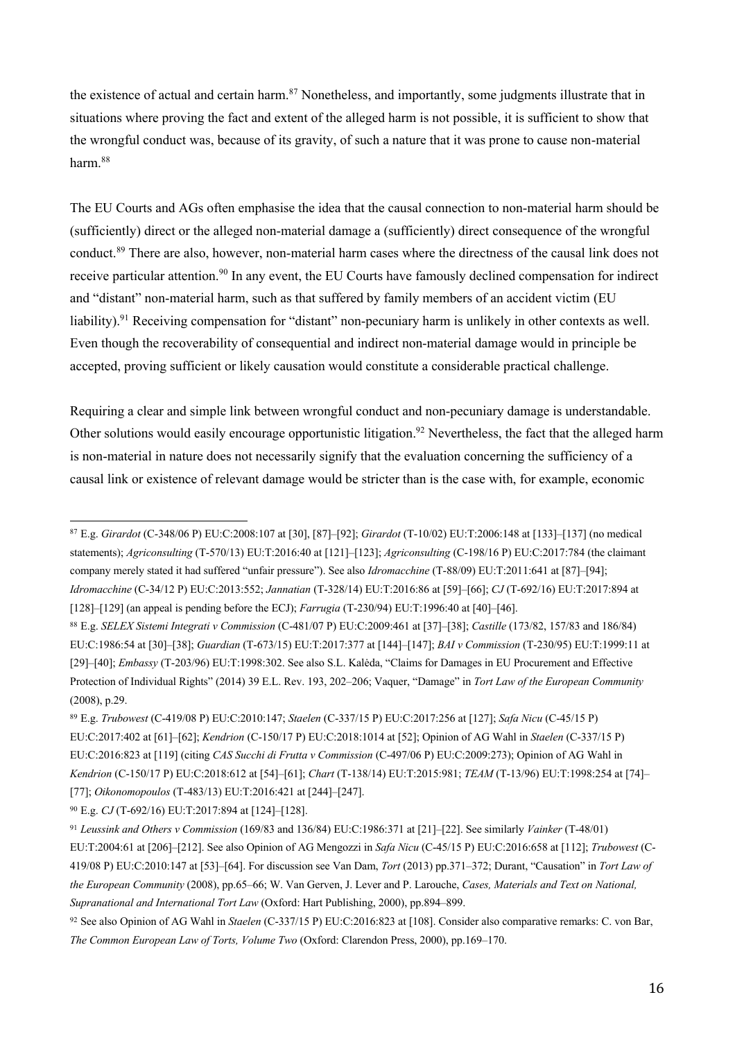the existence of actual and certain harm.[87] Nonetheless, and importantly, some judgments illustrate that in situations where proving the fact and extent of the alleged harm is not possible, it is sufficient to show that the wrongful conduct was, because of its gravity, of such a nature that it was prone to cause non-material harm.[88]

The EU Courts and AGs often emphasise the idea that the causal connection to non-material harm should be (sufficiently) direct or the alleged non-material damage a (sufficiently) direct consequence of the wrongful conduct.[89] There are also, however, non-material harm cases where the directness of the causal link does not receive particular attention.[90] In any event, the EU Courts have famously declined compensation for indirect and "distant" non-material harm, such as that suffered by family members of an accident victim (EU liability).[91] Receiving compensation for "distant" non-pecuniary harm is unlikely in other contexts as well. Even though the recoverability of consequential and indirect non-material damage would in principle be accepted, proving sufficient or likely causation would constitute a considerable practical challenge.

Requiring a clear and simple link between wrongful conduct and non-pecuniary damage is understandable. Other solutions would easily encourage opportunistic litigation.[92] Nevertheless, the fact that the alleged harm is non-material in nature does not necessarily signify that the evaluation concerning the sufficiency of a causal link or existence of relevant damage would be stricter than is the case with, for example, economic

---

[87] E.g. *Girardot* (C-348/06 P) EU:C:2008:107 at [30], [87]–[92]; *Girardot* (T-10/02) EU:T:2006:148 at [133]–[137] (no medical statements); *Agriconsulting* (T-570/13) EU:T:2016:40 at [121]–[123]; *Agriconsulting* (C-198/16 P) EU:C:2017:784 (the claimant company merely stated it had suffered "unfair pressure"). See also *Idromacchine* (T-88/09) EU:T:2011:641 at [87]–[94]; *Idromacchine* (C-34/12 P) EU:C:2013:552; *Jannatian* (T-328/14) EU:T:2016:86 at [59]–[66]; *CJ* (T-692/16) EU:T:2017:894 at [128]–[129] (an appeal is pending before the ECJ); *Farrugia* (T-230/94) EU:T:1996:40 at [40]–[46].

[88] E.g. *SELEX Sistemi Integrati v Commission* (C-481/07 P) EU:C:2009:461 at [37]–[38]; *Castille* (173/82, 157/83 and 186/84) EU:C:1986:54 at [30]–[38]; *Guardian* (T-673/15) EU:T:2017:377 at [144]–[147]; *BAI v Commission* (T-230/95) EU:T:1999:11 at [29]–[40]; *Embassy* (T-203/96) EU:T:1998:302. See also S.L. Kalėda, "Claims for Damages in EU Procurement and Effective Protection of Individual Rights" (2014) 39 E.L. Rev. 193, 202–206; Vaquer, "Damage" in *Tort Law of the European Community* (2008), p.29.

[89] E.g. *Trubowest* (C-419/08 P) EU:C:2010:147; *Staelen* (C-337/15 P) EU:C:2017:256 at [127]; *Safa Nicu* (C-45/15 P) EU:C:2017:402 at [61]–[62]; *Kendrion* (C-150/17 P) EU:C:2018:1014 at [52]; Opinion of AG Wahl in *Staelen* (C-337/15 P) EU:C:2016:823 at [119] (citing *CAS Succhi di Frutta v Commission* (C-497/06 P) EU:C:2009:273); Opinion of AG Wahl in *Kendrion* (C-150/17 P) EU:C:2018:612 at [54]–[61]; *Chart* (T-138/14) EU:T:2015:981; *TEAM* (T-13/96) EU:T:1998:254 at [74]–[77]; *Oikonomopoulos* (T-483/13) EU:T:2016:421 at [244]–[247].

[90] E.g. *CJ* (T-692/16) EU:T:2017:894 at [124]–[128].

[91] *Leussink and Others v Commission* (169/83 and 136/84) EU:C:1986:371 at [21]–[22]. See similarly *Vainker* (T-48/01) EU:T:2004:61 at [206]–[212]. See also Opinion of AG Mengozzi in *Safa Nicu* (C-45/15 P) EU:C:2016:658 at [112]; *Trubowest* (C-419/08 P) EU:C:2010:147 at [53]–[64]. For discussion see Van Dam, *Tort* (2013) pp.371–372; Durant, "Causation" in *Tort Law of the European Community* (2008), pp.65–66; W. Van Gerven, J. Lever and P. Larouche, *Cases, Materials and Text on National, Supranational and International Tort Law* (Oxford: Hart Publishing, 2000), pp.894–899.

[92] See also Opinion of AG Wahl in *Staelen* (C-337/15 P) EU:C:2016:823 at [108]. Consider also comparative remarks: C. von Bar, *The Common European Law of Torts, Volume Two* (Oxford: Clarendon Press, 2000), pp.169–170.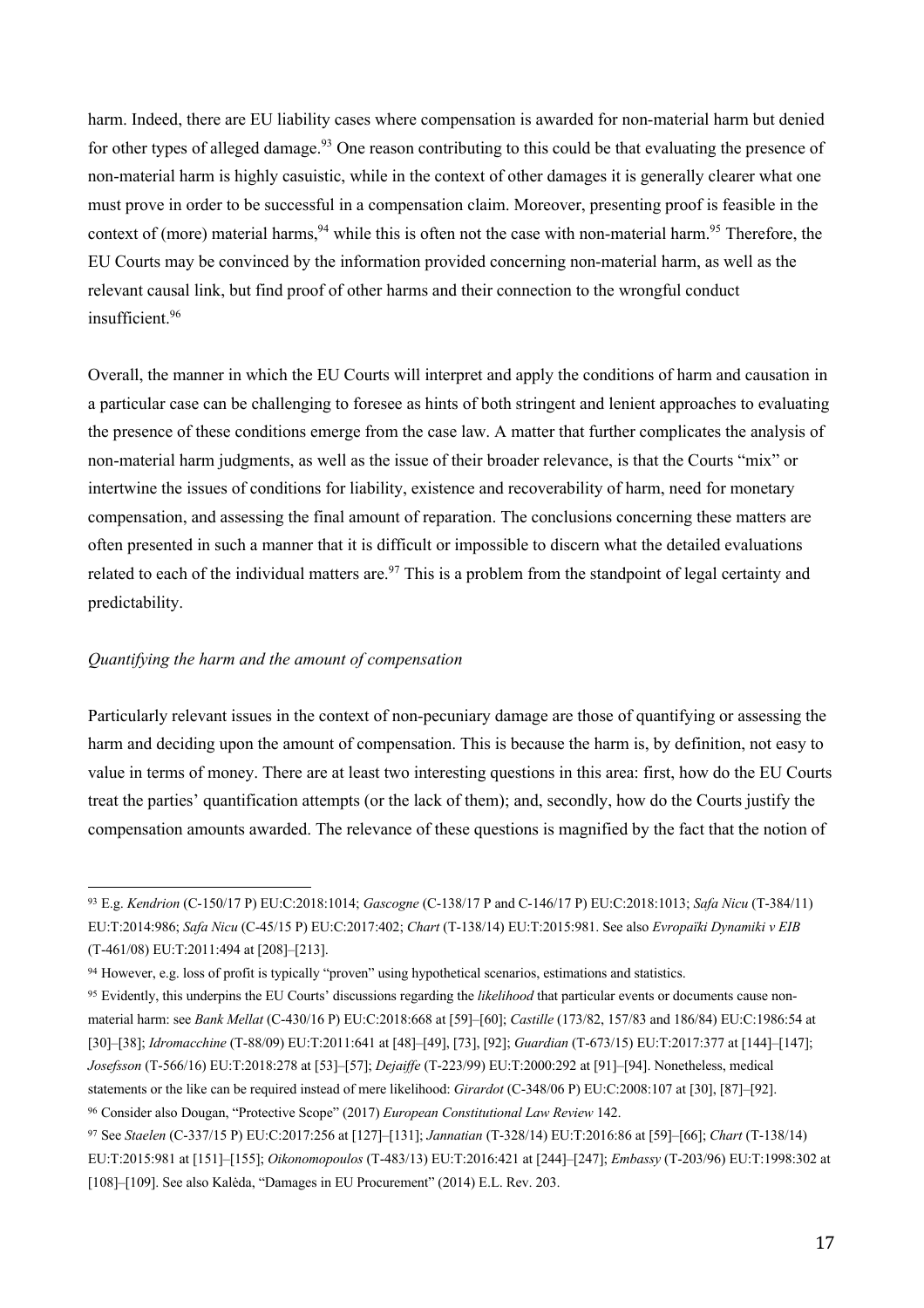harm. Indeed, there are EU liability cases where compensation is awarded for non-material harm but denied for other types of alleged damage.[93] One reason contributing to this could be that evaluating the presence of non-material harm is highly casuistic, while in the context of other damages it is generally clearer what one must prove in order to be successful in a compensation claim. Moreover, presenting proof is feasible in the context of (more) material harms,[94] while this is often not the case with non-material harm.[95] Therefore, the EU Courts may be convinced by the information provided concerning non-material harm, as well as the relevant causal link, but find proof of other harms and their connection to the wrongful conduct insufficient.[96]

Overall, the manner in which the EU Courts will interpret and apply the conditions of harm and causation in a particular case can be challenging to foresee as hints of both stringent and lenient approaches to evaluating the presence of these conditions emerge from the case law. A matter that further complicates the analysis of non-material harm judgments, as well as the issue of their broader relevance, is that the Courts "mix" or intertwine the issues of conditions for liability, existence and recoverability of harm, need for monetary compensation, and assessing the final amount of reparation. The conclusions concerning these matters are often presented in such a manner that it is difficult or impossible to discern what the detailed evaluations related to each of the individual matters are.[97] This is a problem from the standpoint of legal certainty and predictability.

*Quantifying the harm and the amount of compensation*

Particularly relevant issues in the context of non-pecuniary damage are those of quantifying or assessing the harm and deciding upon the amount of compensation. This is because the harm is, by definition, not easy to value in terms of money. There are at least two interesting questions in this area: first, how do the EU Courts treat the parties' quantification attempts (or the lack of them); and, secondly, how do the Courts justify the compensation amounts awarded. The relevance of these questions is magnified by the fact that the notion of

---

[93] E.g. *Kendrion* (C-150/17 P) EU:C:2018:1014; *Gascogne* (C-138/17 P and C-146/17 P) EU:C:2018:1013; *Safa Nicu* (T-384/11) EU:T:2014:986; *Safa Nicu* (C-45/15 P) EU:C:2017:402; *Chart* (T-138/14) EU:T:2015:981. See also *Evropaïki Dynamiki v EIB* (T-461/08) EU:T:2011:494 at [208]–[213].

[94] However, e.g. loss of profit is typically "proven" using hypothetical scenarios, estimations and statistics.

[95] Evidently, this underpins the EU Courts' discussions regarding the *likelihood* that particular events or documents cause non-material harm: see *Bank Mellat* (C-430/16 P) EU:C:2018:668 at [59]–[60]; *Castille* (173/82, 157/83 and 186/84) EU:C:1986:54 at [30]–[38]; *Idromacchine* (T-88/09) EU:T:2011:641 at [48]–[49], [73], [92]; *Guardian* (T-673/15) EU:T:2017:377 at [144]–[147]; *Josefsson* (T-566/16) EU:T:2018:278 at [53]–[57]; *Dejaiffe* (T-223/99) EU:T:2000:292 at [91]–[94]. Nonetheless, medical statements or the like can be required instead of mere likelihood: *Girardot* (C-348/06 P) EU:C:2008:107 at [30], [87]–[92].

[96] Consider also Dougan, "Protective Scope" (2017) *European Constitutional Law Review* 142.

[97] See *Staelen* (C-337/15 P) EU:C:2017:256 at [127]–[131]; *Jannatian* (T-328/14) EU:T:2016:86 at [59]–[66]; *Chart* (T-138/14) EU:T:2015:981 at [151]–[155]; *Oikonomopoulos* (T-483/13) EU:T:2016:421 at [244]–[247]; *Embassy* (T-203/96) EU:T:1998:302 at [108]–[109]. See also Kalėda, "Damages in EU Procurement" (2014) E.L. Rev. 203.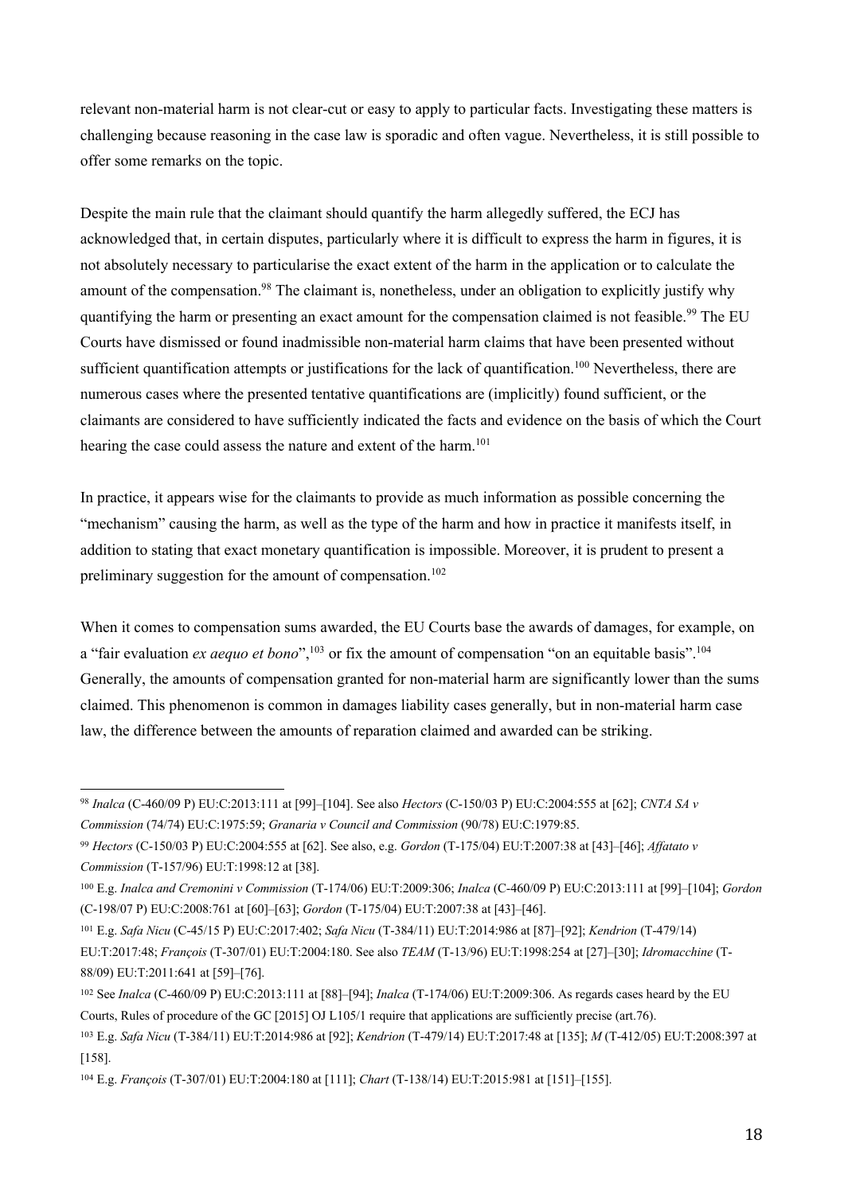relevant non-material harm is not clear-cut or easy to apply to particular facts. Investigating these matters is challenging because reasoning in the case law is sporadic and often vague. Nevertheless, it is still possible to offer some remarks on the topic.

Despite the main rule that the claimant should quantify the harm allegedly suffered, the ECJ has acknowledged that, in certain disputes, particularly where it is difficult to express the harm in figures, it is not absolutely necessary to particularise the exact extent of the harm in the application or to calculate the amount of the compensation.[98] The claimant is, nonetheless, under an obligation to explicitly justify why quantifying the harm or presenting an exact amount for the compensation claimed is not feasible.[99] The EU Courts have dismissed or found inadmissible non-material harm claims that have been presented without sufficient quantification attempts or justifications for the lack of quantification.[100] Nevertheless, there are numerous cases where the presented tentative quantifications are (implicitly) found sufficient, or the claimants are considered to have sufficiently indicated the facts and evidence on the basis of which the Court hearing the case could assess the nature and extent of the harm.[101]

In practice, it appears wise for the claimants to provide as much information as possible concerning the "mechanism" causing the harm, as well as the type of the harm and how in practice it manifests itself, in addition to stating that exact monetary quantification is impossible. Moreover, it is prudent to present a preliminary suggestion for the amount of compensation.[102]

When it comes to compensation sums awarded, the EU Courts base the awards of damages, for example, on a "fair evaluation *ex aequo et bono*",[103] or fix the amount of compensation "on an equitable basis".[104] Generally, the amounts of compensation granted for non-material harm are significantly lower than the sums claimed. This phenomenon is common in damages liability cases generally, but in non-material harm case law, the difference between the amounts of reparation claimed and awarded can be striking.

---

[98] *Inalca* (C-460/09 P) EU:C:2013:111 at [99]–[104]. See also *Hectors* (C-150/03 P) EU:C:2004:555 at [62]; *CNTA SA v Commission* (74/74) EU:C:1975:59; *Granaria v Council and Commission* (90/78) EU:C:1979:85.

[99] *Hectors* (C-150/03 P) EU:C:2004:555 at [62]. See also, e.g. *Gordon* (T-175/04) EU:T:2007:38 at [43]–[46]; *Affatato v Commission* (T-157/96) EU:T:1998:12 at [38].

[100] E.g. *Inalca and Cremonini v Commission* (T-174/06) EU:T:2009:306; *Inalca* (C-460/09 P) EU:C:2013:111 at [99]–[104]; *Gordon* (C-198/07 P) EU:C:2008:761 at [60]–[63]; *Gordon* (T-175/04) EU:T:2007:38 at [43]–[46].

[101] E.g. *Safa Nicu* (C-45/15 P) EU:C:2017:402; *Safa Nicu* (T-384/11) EU:T:2014:986 at [87]–[92]; *Kendrion* (T-479/14) EU:T:2017:48; *François* (T-307/01) EU:T:2004:180. See also *TEAM* (T-13/96) EU:T:1998:254 at [27]–[30]; *Idromacchine* (T-88/09) EU:T:2011:641 at [59]–[76].

[102] See *Inalca* (C-460/09 P) EU:C:2013:111 at [88]–[94]; *Inalca* (T-174/06) EU:T:2009:306. As regards cases heard by the EU Courts, Rules of procedure of the GC [2015] OJ L105/1 require that applications are sufficiently precise (art.76).

[103] E.g. *Safa Nicu* (T-384/11) EU:T:2014:986 at [92]; *Kendrion* (T-479/14) EU:T:2017:48 at [135]; *M* (T-412/05) EU:T:2008:397 at [158].

[104] E.g. *François* (T-307/01) EU:T:2004:180 at [111]; *Chart* (T-138/14) EU:T:2015:981 at [151]–[155].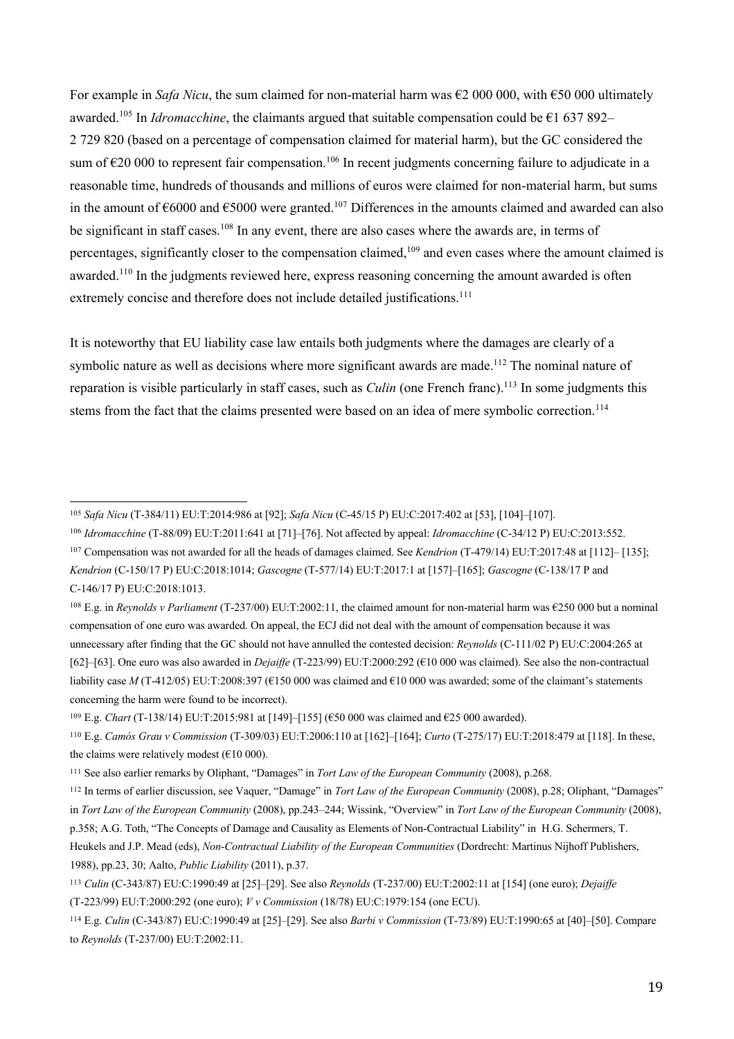For example in *Safa Nicu*, the sum claimed for non-material harm was €2 000 000, with €50 000 ultimately awarded.[105] In *Idromacchine*, the claimants argued that suitable compensation could be €1 637 892–2 729 820 (based on a percentage of compensation claimed for material harm), but the GC considered the sum of €20 000 to represent fair compensation.[106] In recent judgments concerning failure to adjudicate in a reasonable time, hundreds of thousands and millions of euros were claimed for non-material harm, but sums in the amount of €6000 and €5000 were granted.[107] Differences in the amounts claimed and awarded can also be significant in staff cases.[108] In any event, there are also cases where the awards are, in terms of percentages, significantly closer to the compensation claimed,[109] and even cases where the amount claimed is awarded.[110] In the judgments reviewed here, express reasoning concerning the amount awarded is often extremely concise and therefore does not include detailed justifications.[111]

It is noteworthy that EU liability case law entails both judgments where the damages are clearly of a symbolic nature as well as decisions where more significant awards are made.[112] The nominal nature of reparation is visible particularly in staff cases, such as *Culin* (one French franc).[113] In some judgments this stems from the fact that the claims presented were based on an idea of mere symbolic correction.[114]

---

[105] *Safa Nicu* (T-384/11) EU:T:2014:986 at [92]; *Safa Nicu* (C-45/15 P) EU:C:2017:402 at [53], [104]–[107].

[106] *Idromacchine* (T-88/09) EU:T:2011:641 at [71]–[76]. Not affected by appeal: *Idromacchine* (C-34/12 P) EU:C:2013:552.

[107] Compensation was not awarded for all the heads of damages claimed. See *Kendrion* (T-479/14) EU:T:2017:48 at [112]– [135]; *Kendrion* (C-150/17 P) EU:C:2018:1014; *Gascogne* (T-577/14) EU:T:2017:1 at [157]–[165]; *Gascogne* (C-138/17 P and C-146/17 P) EU:C:2018:1013.

[108] E.g. in *Reynolds v Parliament* (T-237/00) EU:T:2002:11, the claimed amount for non-material harm was €250 000 but a nominal compensation of one euro was awarded. On appeal, the ECJ did not deal with the amount of compensation because it was unnecessary after finding that the GC should not have annulled the contested decision: *Reynolds* (C-111/02 P) EU:C:2004:265 at [62]–[63]. One euro was also awarded in *Dejaiffe* (T-223/99) EU:T:2000:292 (€10 000 was claimed). See also the non-contractual liability case *M* (T-412/05) EU:T:2008:397 (€150 000 was claimed and €10 000 was awarded; some of the claimant's statements concerning the harm were found to be incorrect).

[109] E.g. *Chart* (T-138/14) EU:T:2015:981 at [149]–[155] (€50 000 was claimed and €25 000 awarded).

[110] E.g. *Camós Grau v Commission* (T-309/03) EU:T:2006:110 at [162]–[164]; *Curto* (T-275/17) EU:T:2018:479 at [118]. In these, the claims were relatively modest (€10 000).

[111] See also earlier remarks by Oliphant, "Damages" in *Tort Law of the European Community* (2008), p.268.

[112] In terms of earlier discussion, see Vaquer, "Damage" in *Tort Law of the European Community* (2008), p.28; Oliphant, "Damages" in *Tort Law of the European Community* (2008), pp.243–244; Wissink, "Overview" in *Tort Law of the European Community* (2008), p.358; A.G. Toth, "The Concepts of Damage and Causality as Elements of Non-Contractual Liability" in H.G. Schermers, T. Heukels and J.P. Mead (eds), *Non-Contractual Liability of the European Communities* (Dordrecht: Martinus Nijhoff Publishers, 1988), pp.23, 30; Aalto, *Public Liability* (2011), p.37.

[113] *Culin* (C-343/87) EU:C:1990:49 at [25]–[29]. See also *Reynolds* (T-237/00) EU:T:2002:11 at [154] (one euro); *Dejaiffe* (T-223/99) EU:T:2000:292 (one euro); *V v Commission* (18/78) EU:C:1979:154 (one ECU).

[114] E.g. *Culin* (C-343/87) EU:C:1990:49 at [25]–[29]. See also *Barbi v Commission* (T-73/89) EU:T:1990:65 at [40]–[50]. Compare to *Reynolds* (T-237/00) EU:T:2002:11.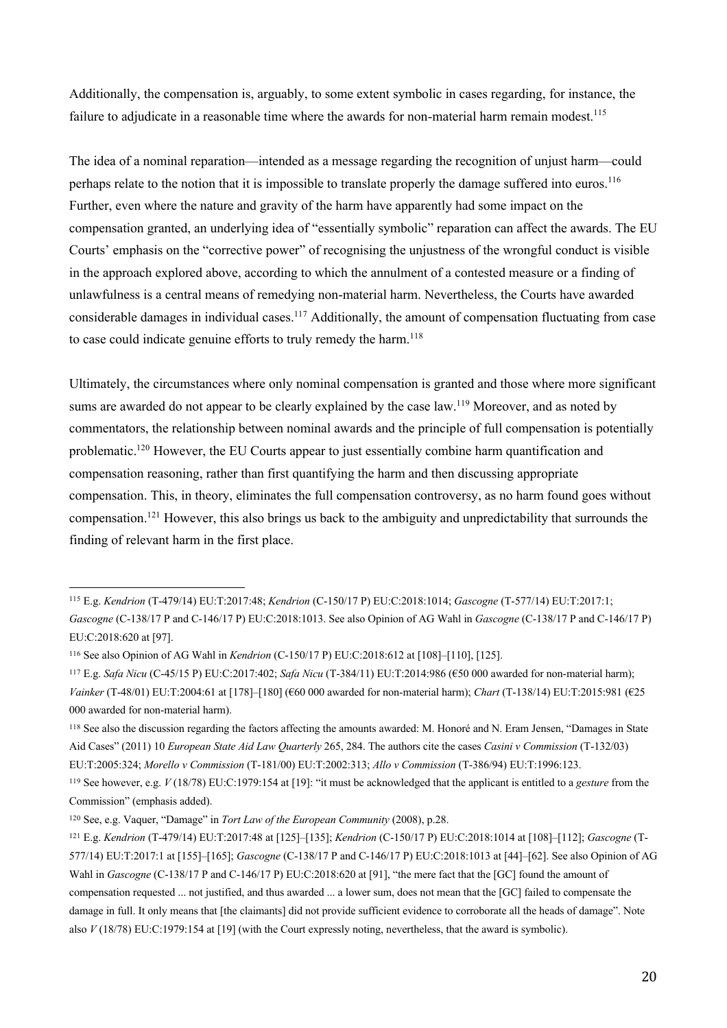Additionally, the compensation is, arguably, to some extent symbolic in cases regarding, for instance, the failure to adjudicate in a reasonable time where the awards for non-material harm remain modest.[115]

The idea of a nominal reparation—intended as a message regarding the recognition of unjust harm—could perhaps relate to the notion that it is impossible to translate properly the damage suffered into euros.[116] Further, even where the nature and gravity of the harm have apparently had some impact on the compensation granted, an underlying idea of "essentially symbolic" reparation can affect the awards. The EU Courts' emphasis on the "corrective power" of recognising the unjustness of the wrongful conduct is visible in the approach explored above, according to which the annulment of a contested measure or a finding of unlawfulness is a central means of remedying non-material harm. Nevertheless, the Courts have awarded considerable damages in individual cases.[117] Additionally, the amount of compensation fluctuating from case to case could indicate genuine efforts to truly remedy the harm.[118]

Ultimately, the circumstances where only nominal compensation is granted and those where more significant sums are awarded do not appear to be clearly explained by the case law.[119] Moreover, and as noted by commentators, the relationship between nominal awards and the principle of full compensation is potentially problematic.[120] However, the EU Courts appear to just essentially combine harm quantification and compensation reasoning, rather than first quantifying the harm and then discussing appropriate compensation. This, in theory, eliminates the full compensation controversy, as no harm found goes without compensation.[121] However, this also brings us back to the ambiguity and unpredictability that surrounds the finding of relevant harm in the first place.

---

[115] E.g. *Kendrion* (T-479/14) EU:T:2017:48; *Kendrion* (C-150/17 P) EU:C:2018:1014; *Gascogne* (T-577/14) EU:T:2017:1; *Gascogne* (C-138/17 P and C-146/17 P) EU:C:2018:1013. See also Opinion of AG Wahl in *Gascogne* (C-138/17 P and C-146/17 P) EU:C:2018:620 at [97].

[116] See also Opinion of AG Wahl in *Kendrion* (C-150/17 P) EU:C:2018:612 at [108]–[110], [125].

[117] E.g. *Safa Nicu* (C-45/15 P) EU:C:2017:402; *Safa Nicu* (T-384/11) EU:T:2014:986 (€50 000 awarded for non-material harm); *Vainker* (T-48/01) EU:T:2004:61 at [178]–[180] (€60 000 awarded for non-material harm); *Chart* (T-138/14) EU:T:2015:981 (€25 000 awarded for non-material harm).

[118] See also the discussion regarding the factors affecting the amounts awarded: M. Honoré and N. Eram Jensen, "Damages in State Aid Cases" (2011) 10 *European State Aid Law Quarterly* 265, 284. The authors cite the cases *Casini v Commission* (T-132/03) EU:T:2005:324; *Morello v Commission* (T-181/00) EU:T:2002:313; *Allo v Commission* (T-386/94) EU:T:1996:123.

[119] See however, e.g. *V* (18/78) EU:C:1979:154 at [19]: "it must be acknowledged that the applicant is entitled to a *gesture* from the Commission" (emphasis added).

[120] See, e.g. Vaquer, "Damage" in *Tort Law of the European Community* (2008), p.28.

[121] E.g. *Kendrion* (T-479/14) EU:T:2017:48 at [125]–[135]; *Kendrion* (C-150/17 P) EU:C:2018:1014 at [108]–[112]; *Gascogne* (T-577/14) EU:T:2017:1 at [155]–[165]; *Gascogne* (C-138/17 P and C-146/17 P) EU:C:2018:1013 at [44]–[62]. See also Opinion of AG Wahl in *Gascogne* (C-138/17 P and C-146/17 P) EU:C:2018:620 at [91], "the mere fact that the [GC] found the amount of compensation requested ... not justified, and thus awarded ... a lower sum, does not mean that the [GC] failed to compensate the damage in full. It only means that [the claimants] did not provide sufficient evidence to corroborate all the heads of damage". Note also *V* (18/78) EU:C:1979:154 at [19] (with the Court expressly noting, nevertheless, that the award is symbolic).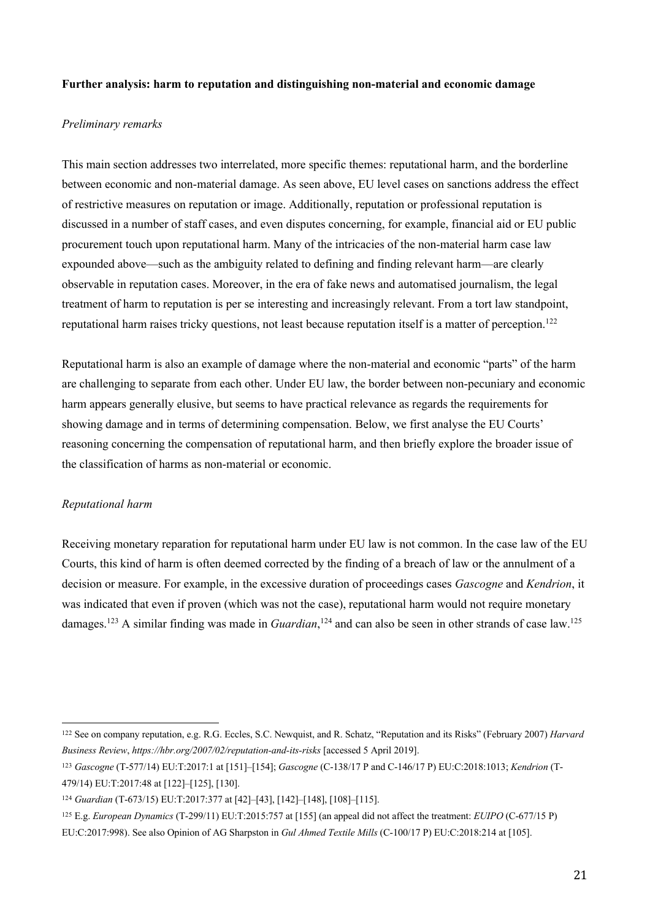**Further analysis: harm to reputation and distinguishing non-material and economic damage**

*Preliminary remarks*

This main section addresses two interrelated, more specific themes: reputational harm, and the borderline between economic and non-material damage. As seen above, EU level cases on sanctions address the effect of restrictive measures on reputation or image. Additionally, reputation or professional reputation is discussed in a number of staff cases, and even disputes concerning, for example, financial aid or EU public procurement touch upon reputational harm. Many of the intricacies of the non-material harm case law expounded above—such as the ambiguity related to defining and finding relevant harm—are clearly observable in reputation cases. Moreover, in the era of fake news and automatised journalism, the legal treatment of harm to reputation is per se interesting and increasingly relevant. From a tort law standpoint, reputational harm raises tricky questions, not least because reputation itself is a matter of perception.[122]

Reputational harm is also an example of damage where the non-material and economic "parts" of the harm are challenging to separate from each other. Under EU law, the border between non-pecuniary and economic harm appears generally elusive, but seems to have practical relevance as regards the requirements for showing damage and in terms of determining compensation. Below, we first analyse the EU Courts' reasoning concerning the compensation of reputational harm, and then briefly explore the broader issue of the classification of harms as non-material or economic.

*Reputational harm*

Receiving monetary reparation for reputational harm under EU law is not common. In the case law of the EU Courts, this kind of harm is often deemed corrected by the finding of a breach of law or the annulment of a decision or measure. For example, in the excessive duration of proceedings cases *Gascogne* and *Kendrion*, it was indicated that even if proven (which was not the case), reputational harm would not require monetary damages.[123] A similar finding was made in *Guardian*,[124] and can also be seen in other strands of case law.[125]

---

[122] See on company reputation, e.g. R.G. Eccles, S.C. Newquist, and R. Schatz, "Reputation and its Risks" (February 2007) *Harvard Business Review*, *https://hbr.org/2007/02/reputation-and-its-risks* [accessed 5 April 2019].

[123] *Gascogne* (T-577/14) EU:T:2017:1 at [151]–[154]; *Gascogne* (C-138/17 P and C-146/17 P) EU:C:2018:1013; *Kendrion* (T-479/14) EU:T:2017:48 at [122]–[125], [130].

[124] *Guardian* (T-673/15) EU:T:2017:377 at [42]–[43], [142]–[148], [108]–[115].

[125] E.g. *European Dynamics* (T-299/11) EU:T:2015:757 at [155] (an appeal did not affect the treatment: *EUIPO* (C-677/15 P) EU:C:2017:998). See also Opinion of AG Sharpston in *Gul Ahmed Textile Mills* (C-100/17 P) EU:C:2018:214 at [105].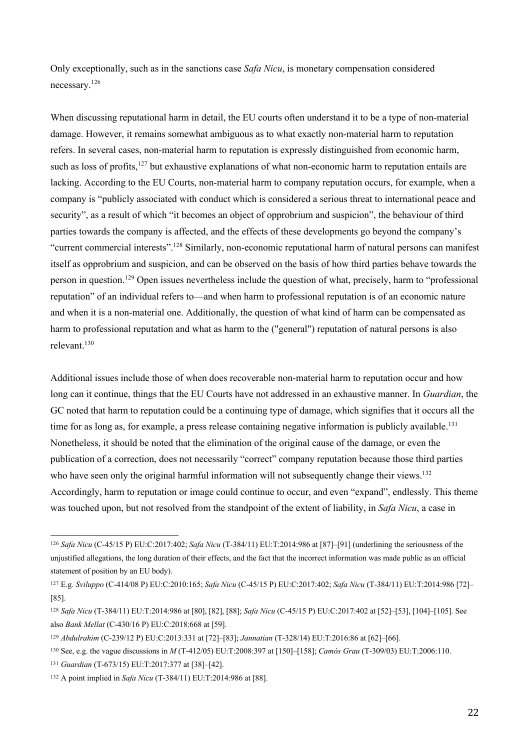Only exceptionally, such as in the sanctions case *Safa Nicu*, is monetary compensation considered necessary.[126]

When discussing reputational harm in detail, the EU courts often understand it to be a type of non-material damage. However, it remains somewhat ambiguous as to what exactly non-material harm to reputation refers. In several cases, non-material harm to reputation is expressly distinguished from economic harm, such as loss of profits,[127] but exhaustive explanations of what non-economic harm to reputation entails are lacking. According to the EU Courts, non-material harm to company reputation occurs, for example, when a company is "publicly associated with conduct which is considered a serious threat to international peace and security", as a result of which "it becomes an object of opprobrium and suspicion", the behaviour of third parties towards the company is affected, and the effects of these developments go beyond the company's "current commercial interests".[128] Similarly, non-economic reputational harm of natural persons can manifest itself as opprobrium and suspicion, and can be observed on the basis of how third parties behave towards the person in question.[129] Open issues nevertheless include the question of what, precisely, harm to "professional reputation" of an individual refers to—and when harm to professional reputation is of an economic nature and when it is a non-material one. Additionally, the question of what kind of harm can be compensated as harm to professional reputation and what as harm to the ("general") reputation of natural persons is also relevant.[130]

Additional issues include those of when does recoverable non-material harm to reputation occur and how long can it continue, things that the EU Courts have not addressed in an exhaustive manner. In *Guardian*, the GC noted that harm to reputation could be a continuing type of damage, which signifies that it occurs all the time for as long as, for example, a press release containing negative information is publicly available.[131] Nonetheless, it should be noted that the elimination of the original cause of the damage, or even the publication of a correction, does not necessarily "correct" company reputation because those third parties who have seen only the original harmful information will not subsequently change their views.[132] Accordingly, harm to reputation or image could continue to occur, and even "expand", endlessly. This theme was touched upon, but not resolved from the standpoint of the extent of liability, in *Safa Nicu*, a case in

---

[126] *Safa Nicu* (C-45/15 P) EU:C:2017:402; *Safa Nicu* (T-384/11) EU:T:2014:986 at [87]–[91] (underlining the seriousness of the unjustified allegations, the long duration of their effects, and the fact that the incorrect information was made public as an official statement of position by an EU body).

[127] E.g. *Sviluppo* (C-414/08 P) EU:C:2010:165; *Safa Nicu* (C-45/15 P) EU:C:2017:402; *Safa Nicu* (T-384/11) EU:T:2014:986 [72]–[85].

[128] *Safa Nicu* (T-384/11) EU:T:2014:986 at [80], [82], [88]; *Safa Nicu* (C-45/15 P) EU:C:2017:402 at [52]–[53], [104]–[105]. See also *Bank Mellat* (C-430/16 P) EU:C:2018:668 at [59].

[129] *Abdulrahim* (C-239/12 P) EU:C:2013:331 at [72]–[83]; *Jannatian* (T-328/14) EU:T:2016:86 at [62]–[66].

[130] See, e.g. the vague discussions in *M* (T-412/05) EU:T:2008:397 at [150]–[158]; *Camós Grau* (T-309/03) EU:T:2006:110.

[131] *Guardian* (T-673/15) EU:T:2017:377 at [38]–[42].

[132] A point implied in *Safa Nicu* (T-384/11) EU:T:2014:986 at [88].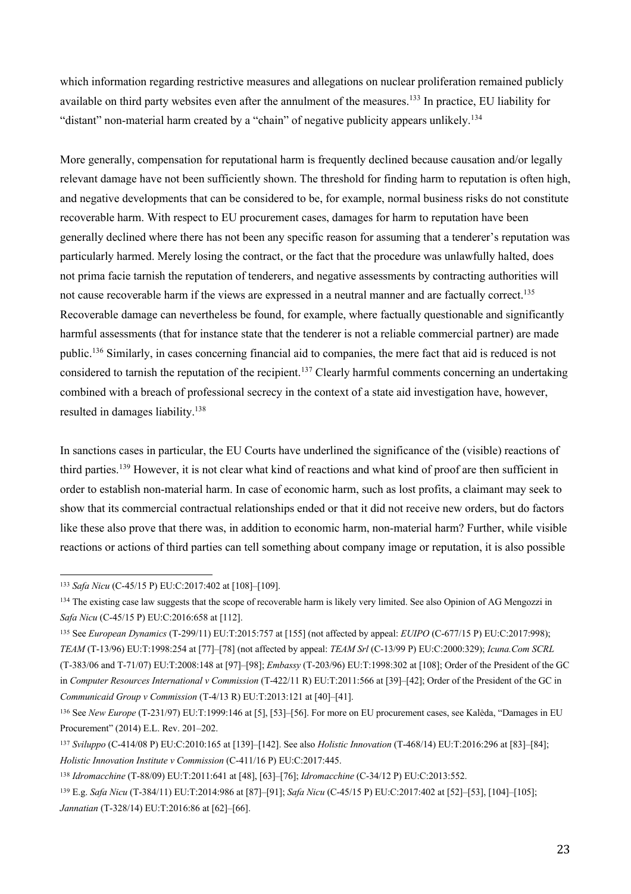which information regarding restrictive measures and allegations on nuclear proliferation remained publicly available on third party websites even after the annulment of the measures.[133] In practice, EU liability for "distant" non-material harm created by a "chain" of negative publicity appears unlikely.[134]

More generally, compensation for reputational harm is frequently declined because causation and/or legally relevant damage have not been sufficiently shown. The threshold for finding harm to reputation is often high, and negative developments that can be considered to be, for example, normal business risks do not constitute recoverable harm. With respect to EU procurement cases, damages for harm to reputation have been generally declined where there has not been any specific reason for assuming that a tenderer's reputation was particularly harmed. Merely losing the contract, or the fact that the procedure was unlawfully halted, does not prima facie tarnish the reputation of tenderers, and negative assessments by contracting authorities will not cause recoverable harm if the views are expressed in a neutral manner and are factually correct.[135] Recoverable damage can nevertheless be found, for example, where factually questionable and significantly harmful assessments (that for instance state that the tenderer is not a reliable commercial partner) are made public.[136] Similarly, in cases concerning financial aid to companies, the mere fact that aid is reduced is not considered to tarnish the reputation of the recipient.[137] Clearly harmful comments concerning an undertaking combined with a breach of professional secrecy in the context of a state aid investigation have, however, resulted in damages liability.[138]

In sanctions cases in particular, the EU Courts have underlined the significance of the (visible) reactions of third parties.[139] However, it is not clear what kind of reactions and what kind of proof are then sufficient in order to establish non-material harm. In case of economic harm, such as lost profits, a claimant may seek to show that its commercial contractual relationships ended or that it did not receive new orders, but do factors like these also prove that there was, in addition to economic harm, non-material harm? Further, while visible reactions or actions of third parties can tell something about company image or reputation, it is also possible

---

[133] *Safa Nicu* (C-45/15 P) EU:C:2017:402 at [108]–[109].

[134] The existing case law suggests that the scope of recoverable harm is likely very limited. See also Opinion of AG Mengozzi in *Safa Nicu* (C-45/15 P) EU:C:2016:658 at [112].

[135] See *European Dynamics* (T-299/11) EU:T:2015:757 at [155] (not affected by appeal: *EUIPO* (C-677/15 P) EU:C:2017:998); *TEAM* (T-13/96) EU:T:1998:254 at [77]–[78] (not affected by appeal: *TEAM Srl* (C-13/99 P) EU:C:2000:329); *Icuna.Com SCRL* (T-383/06 and T-71/07) EU:T:2008:148 at [97]–[98]; *Embassy* (T-203/96) EU:T:1998:302 at [108]; Order of the President of the GC in *Computer Resources International v Commission* (T-422/11 R) EU:T:2011:566 at [39]–[42]; Order of the President of the GC in *Communicaid Group v Commission* (T-4/13 R) EU:T:2013:121 at [40]–[41].

[136] See *New Europe* (T-231/97) EU:T:1999:146 at [5], [53]–[56]. For more on EU procurement cases, see Kalėda, "Damages in EU Procurement" (2014) E.L. Rev. 201–202.

[137] *Sviluppo* (C-414/08 P) EU:C:2010:165 at [139]–[142]. See also *Holistic Innovation* (T-468/14) EU:T:2016:296 at [83]–[84]; *Holistic Innovation Institute v Commission* (C-411/16 P) EU:C:2017:445.

[138] *Idromacchine* (T-88/09) EU:T:2011:641 at [48], [63]–[76]; *Idromacchine* (C-34/12 P) EU:C:2013:552.

[139] E.g. *Safa Nicu* (T-384/11) EU:T:2014:986 at [87]–[91]; *Safa Nicu* (C-45/15 P) EU:C:2017:402 at [52]–[53], [104]–[105]; *Jannatian* (T-328/14) EU:T:2016:86 at [62]–[66].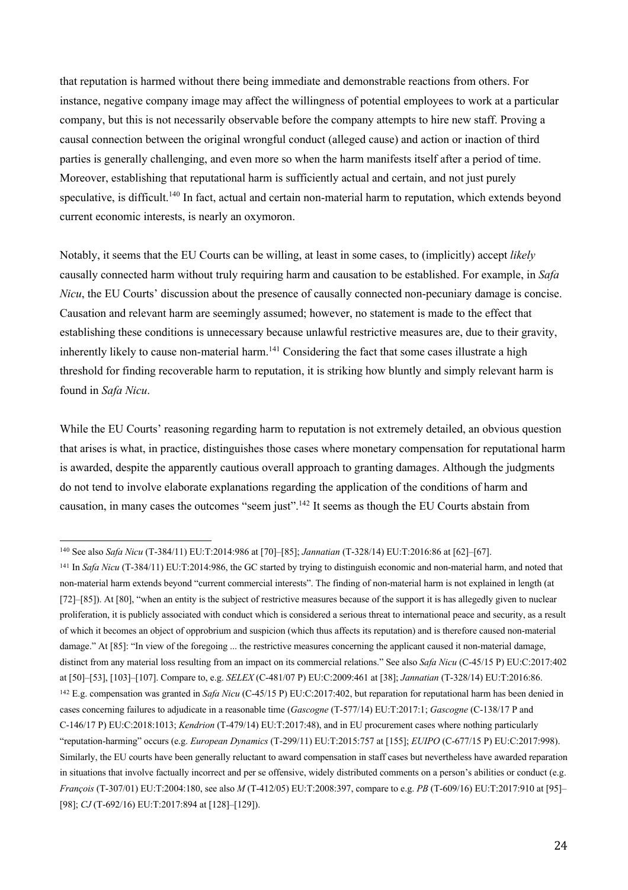that reputation is harmed without there being immediate and demonstrable reactions from others. For instance, negative company image may affect the willingness of potential employees to work at a particular company, but this is not necessarily observable before the company attempts to hire new staff. Proving a causal connection between the original wrongful conduct (alleged cause) and action or inaction of third parties is generally challenging, and even more so when the harm manifests itself after a period of time. Moreover, establishing that reputational harm is sufficiently actual and certain, and not just purely speculative, is difficult.[140] In fact, actual and certain non-material harm to reputation, which extends beyond current economic interests, is nearly an oxymoron.

Notably, it seems that the EU Courts can be willing, at least in some cases, to (implicitly) accept *likely* causally connected harm without truly requiring harm and causation to be established. For example, in *Safa Nicu*, the EU Courts' discussion about the presence of causally connected non-pecuniary damage is concise. Causation and relevant harm are seemingly assumed; however, no statement is made to the effect that establishing these conditions is unnecessary because unlawful restrictive measures are, due to their gravity, inherently likely to cause non-material harm.[141] Considering the fact that some cases illustrate a high threshold for finding recoverable harm to reputation, it is striking how bluntly and simply relevant harm is found in *Safa Nicu*.

While the EU Courts' reasoning regarding harm to reputation is not extremely detailed, an obvious question that arises is what, in practice, distinguishes those cases where monetary compensation for reputational harm is awarded, despite the apparently cautious overall approach to granting damages. Although the judgments do not tend to involve elaborate explanations regarding the application of the conditions of harm and causation, in many cases the outcomes "seem just".[142] It seems as though the EU Courts abstain from

---

[140] See also *Safa Nicu* (T-384/11) EU:T:2014:986 at [70]–[85]; *Jannatian* (T-328/14) EU:T:2016:86 at [62]–[67].

[141] In *Safa Nicu* (T-384/11) EU:T:2014:986, the GC started by trying to distinguish economic and non-material harm, and noted that non-material harm extends beyond "current commercial interests". The finding of non-material harm is not explained in length (at [72]–[85]). At [80], "when an entity is the subject of restrictive measures because of the support it is has allegedly given to nuclear proliferation, it is publicly associated with conduct which is considered a serious threat to international peace and security, as a result of which it becomes an object of opprobrium and suspicion (which thus affects its reputation) and is therefore caused non-material damage." At [85]: "In view of the foregoing ... the restrictive measures concerning the applicant caused it non-material damage, distinct from any material loss resulting from an impact on its commercial relations." See also *Safa Nicu* (C-45/15 P) EU:C:2017:402 at [50]–[53], [103]–[107]. Compare to, e.g. *SELEX* (C-481/07 P) EU:C:2009:461 at [38]; *Jannatian* (T-328/14) EU:T:2016:86.

[142] E.g. compensation was granted in *Safa Nicu* (C-45/15 P) EU:C:2017:402, but reparation for reputational harm has been denied in cases concerning failures to adjudicate in a reasonable time (*Gascogne* (T-577/14) EU:T:2017:1; *Gascogne* (C-138/17 P and C-146/17 P) EU:C:2018:1013; *Kendrion* (T-479/14) EU:T:2017:48), and in EU procurement cases where nothing particularly "reputation-harming" occurs (e.g. *European Dynamics* (T-299/11) EU:T:2015:757 at [155]; *EUIPO* (C-677/15 P) EU:C:2017:998). Similarly, the EU courts have been generally reluctant to award compensation in staff cases but nevertheless have awarded reparation in situations that involve factually incorrect and per se offensive, widely distributed comments on a person's abilities or conduct (e.g. *François* (T-307/01) EU:T:2004:180, see also *M* (T-412/05) EU:T:2008:397, compare to e.g. *PB* (T-609/16) EU:T:2017:910 at [95]–[98]; *CJ* (T-692/16) EU:T:2017:894 at [128]–[129]).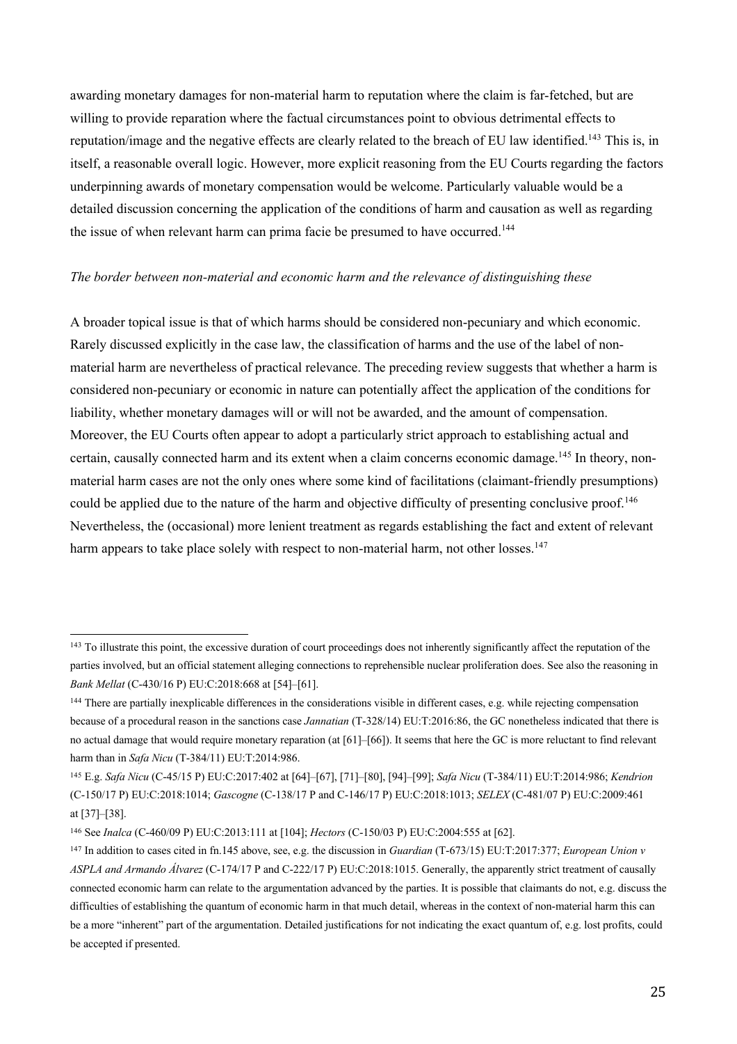awarding monetary damages for non-material harm to reputation where the claim is far-fetched, but are willing to provide reparation where the factual circumstances point to obvious detrimental effects to reputation/image and the negative effects are clearly related to the breach of EU law identified.[143] This is, in itself, a reasonable overall logic. However, more explicit reasoning from the EU Courts regarding the factors underpinning awards of monetary compensation would be welcome. Particularly valuable would be a detailed discussion concerning the application of the conditions of harm and causation as well as regarding the issue of when relevant harm can prima facie be presumed to have occurred.[144]

*The border between non-material and economic harm and the relevance of distinguishing these*

A broader topical issue is that of which harms should be considered non-pecuniary and which economic. Rarely discussed explicitly in the case law, the classification of harms and the use of the label of non-material harm are nevertheless of practical relevance. The preceding review suggests that whether a harm is considered non-pecuniary or economic in nature can potentially affect the application of the conditions for liability, whether monetary damages will or will not be awarded, and the amount of compensation. Moreover, the EU Courts often appear to adopt a particularly strict approach to establishing actual and certain, causally connected harm and its extent when a claim concerns economic damage.[145] In theory, non-material harm cases are not the only ones where some kind of facilitations (claimant-friendly presumptions) could be applied due to the nature of the harm and objective difficulty of presenting conclusive proof.[146] Nevertheless, the (occasional) more lenient treatment as regards establishing the fact and extent of relevant harm appears to take place solely with respect to non-material harm, not other losses.[147]

---

[143] To illustrate this point, the excessive duration of court proceedings does not inherently significantly affect the reputation of the parties involved, but an official statement alleging connections to reprehensible nuclear proliferation does. See also the reasoning in *Bank Mellat* (C-430/16 P) EU:C:2018:668 at [54]–[61].

[144] There are partially inexplicable differences in the considerations visible in different cases, e.g. while rejecting compensation because of a procedural reason in the sanctions case *Jannatian* (T-328/14) EU:T:2016:86, the GC nonetheless indicated that there is no actual damage that would require monetary reparation (at [61]–[66]). It seems that here the GC is more reluctant to find relevant harm than in *Safa Nicu* (T-384/11) EU:T:2014:986.

[145] E.g. *Safa Nicu* (C-45/15 P) EU:C:2017:402 at [64]–[67], [71]–[80], [94]–[99]; *Safa Nicu* (T-384/11) EU:T:2014:986; *Kendrion* (C-150/17 P) EU:C:2018:1014; *Gascogne* (C-138/17 P and C-146/17 P) EU:C:2018:1013; *SELEX* (C-481/07 P) EU:C:2009:461 at [37]–[38].

[146] See *Inalca* (C-460/09 P) EU:C:2013:111 at [104]; *Hectors* (C-150/03 P) EU:C:2004:555 at [62].

[147] In addition to cases cited in fn.145 above, see, e.g. the discussion in *Guardian* (T-673/15) EU:T:2017:377; *European Union v ASPLA and Armando Álvarez* (C-174/17 P and C-222/17 P) EU:C:2018:1015. Generally, the apparently strict treatment of causally connected economic harm can relate to the argumentation advanced by the parties. It is possible that claimants do not, e.g. discuss the difficulties of establishing the quantum of economic harm in that much detail, whereas in the context of non-material harm this can be a more "inherent" part of the argumentation. Detailed justifications for not indicating the exact quantum of, e.g. lost profits, could be accepted if presented.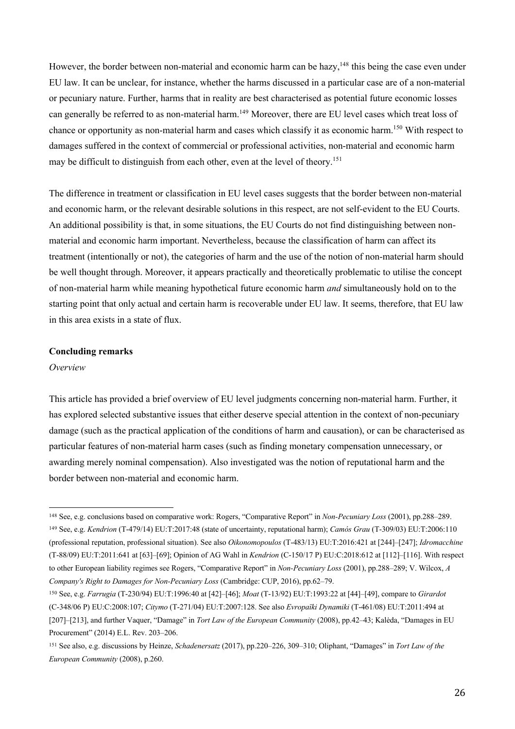However, the border between non-material and economic harm can be hazy,[148] this being the case even under EU law. It can be unclear, for instance, whether the harms discussed in a particular case are of a non-material or pecuniary nature. Further, harms that in reality are best characterised as potential future economic losses can generally be referred to as non-material harm.[149] Moreover, there are EU level cases which treat loss of chance or opportunity as non-material harm and cases which classify it as economic harm.[150] With respect to damages suffered in the context of commercial or professional activities, non-material and economic harm may be difficult to distinguish from each other, even at the level of theory.[151]

The difference in treatment or classification in EU level cases suggests that the border between non-material and economic harm, or the relevant desirable solutions in this respect, are not self-evident to the EU Courts. An additional possibility is that, in some situations, the EU Courts do not find distinguishing between non-material and economic harm important. Nevertheless, because the classification of harm can affect its treatment (intentionally or not), the categories of harm and the use of the notion of non-material harm should be well thought through. Moreover, it appears practically and theoretically problematic to utilise the concept of non-material harm while meaning hypothetical future economic harm *and* simultaneously hold on to the starting point that only actual and certain harm is recoverable under EU law. It seems, therefore, that EU law in this area exists in a state of flux.

**Concluding remarks**

*Overview*

This article has provided a brief overview of EU level judgments concerning non-material harm. Further, it has explored selected substantive issues that either deserve special attention in the context of non-pecuniary damage (such as the practical application of the conditions of harm and causation), or can be characterised as particular features of non-material harm cases (such as finding monetary compensation unnecessary, or awarding merely nominal compensation). Also investigated was the notion of reputational harm and the border between non-material and economic harm.

---

[148] See, e.g. conclusions based on comparative work: Rogers, "Comparative Report" in *Non-Pecuniary Loss* (2001), pp.288–289.

[149] See, e.g. *Kendrion* (T-479/14) EU:T:2017:48 (state of uncertainty, reputational harm); *Camós Grau* (T-309/03) EU:T:2006:110 (professional reputation, professional situation). See also *Oikonomopoulos* (T-483/13) EU:T:2016:421 at [244]–[247]; *Idromacchine* (T-88/09) EU:T:2011:641 at [63]–[69]; Opinion of AG Wahl in *Kendrion* (C-150/17 P) EU:C:2018:612 at [112]–[116]. With respect to other European liability regimes see Rogers, "Comparative Report" in *Non-Pecuniary Loss* (2001), pp.288–289; V. Wilcox, *A Company's Right to Damages for Non-Pecuniary Loss* (Cambridge: CUP, 2016), pp.62–79.

[150] See, e.g. *Farrugia* (T-230/94) EU:T:1996:40 at [42]–[46]; *Moat* (T-13/92) EU:T:1993:22 at [44]–[49], compare to *Girardot* (C-348/06 P) EU:C:2008:107; *Citymo* (T-271/04) EU:T:2007:128. See also *Evropaïki Dynamiki* (T-461/08) EU:T:2011:494 at [207]–[213], and further Vaquer, "Damage" in *Tort Law of the European Community* (2008), pp.42–43; Kalėda, "Damages in EU Procurement" (2014) E.L. Rev. 203–206.

[151] See also, e.g. discussions by Heinze, *Schadenersatz* (2017), pp.220–226, 309–310; Oliphant, "Damages" in *Tort Law of the European Community* (2008), p.260.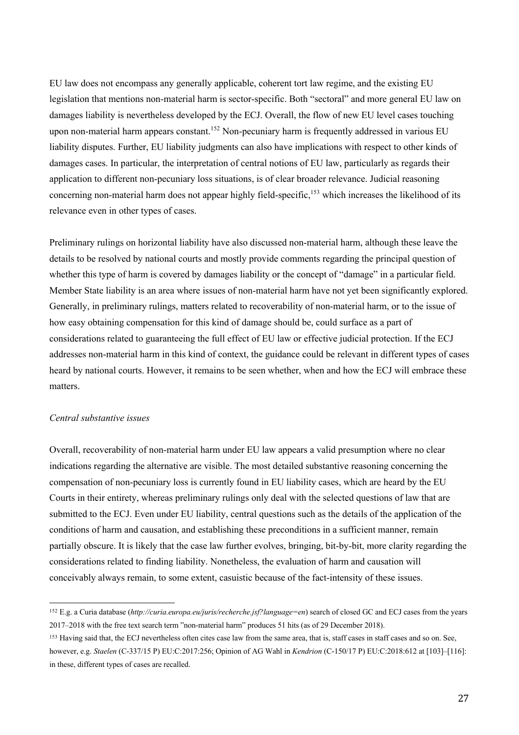EU law does not encompass any generally applicable, coherent tort law regime, and the existing EU legislation that mentions non-material harm is sector-specific. Both "sectoral" and more general EU law on damages liability is nevertheless developed by the ECJ. Overall, the flow of new EU level cases touching upon non-material harm appears constant.[152] Non-pecuniary harm is frequently addressed in various EU liability disputes. Further, EU liability judgments can also have implications with respect to other kinds of damages cases. In particular, the interpretation of central notions of EU law, particularly as regards their application to different non-pecuniary loss situations, is of clear broader relevance. Judicial reasoning concerning non-material harm does not appear highly field-specific,[153] which increases the likelihood of its relevance even in other types of cases.

Preliminary rulings on horizontal liability have also discussed non-material harm, although these leave the details to be resolved by national courts and mostly provide comments regarding the principal question of whether this type of harm is covered by damages liability or the concept of "damage" in a particular field. Member State liability is an area where issues of non-material harm have not yet been significantly explored. Generally, in preliminary rulings, matters related to recoverability of non-material harm, or to the issue of how easy obtaining compensation for this kind of damage should be, could surface as a part of considerations related to guaranteeing the full effect of EU law or effective judicial protection. If the ECJ addresses non-material harm in this kind of context, the guidance could be relevant in different types of cases heard by national courts. However, it remains to be seen whether, when and how the ECJ will embrace these matters.

*Central substantive issues*

Overall, recoverability of non-material harm under EU law appears a valid presumption where no clear indications regarding the alternative are visible. The most detailed substantive reasoning concerning the compensation of non-pecuniary loss is currently found in EU liability cases, which are heard by the EU Courts in their entirety, whereas preliminary rulings only deal with the selected questions of law that are submitted to the ECJ. Even under EU liability, central questions such as the details of the application of the conditions of harm and causation, and establishing these preconditions in a sufficient manner, remain partially obscure. It is likely that the case law further evolves, bringing, bit-by-bit, more clarity regarding the considerations related to finding liability. Nonetheless, the evaluation of harm and causation will conceivably always remain, to some extent, casuistic because of the fact-intensity of these issues.

---

[152] E.g. a Curia database (*http://curia.europa.eu/juris/recherche.jsf?language=en*) search of closed GC and ECJ cases from the years 2017–2018 with the free text search term "non-material harm" produces 51 hits (as of 29 December 2018).

[153] Having said that, the ECJ nevertheless often cites case law from the same area, that is, staff cases in staff cases and so on. See, however, e.g. *Staelen* (C-337/15 P) EU:C:2017:256; Opinion of AG Wahl in *Kendrion* (C-150/17 P) EU:C:2018:612 at [103]–[116]: in these, different types of cases are recalled.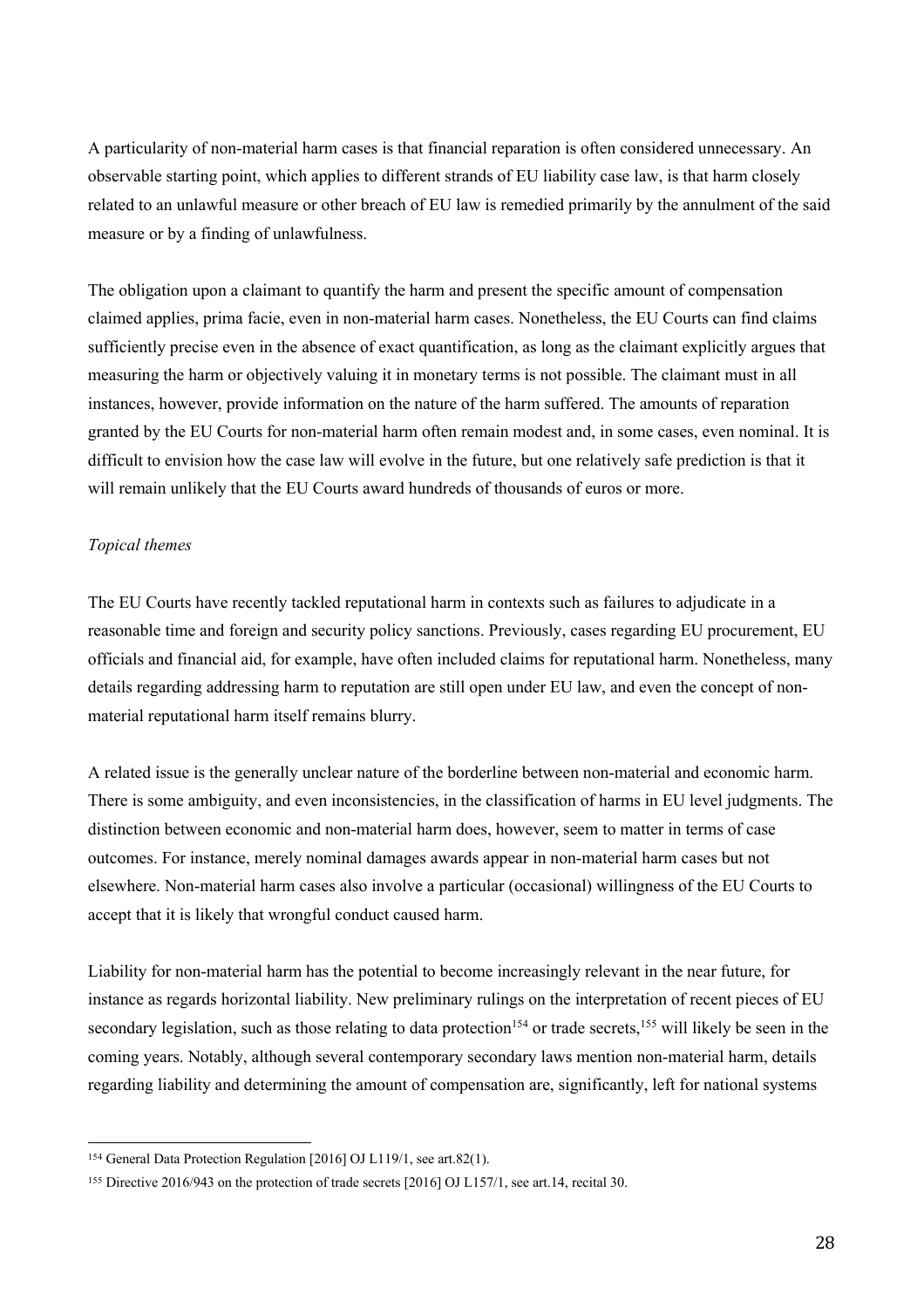A particularity of non-material harm cases is that financial reparation is often considered unnecessary. An observable starting point, which applies to different strands of EU liability case law, is that harm closely related to an unlawful measure or other breach of EU law is remedied primarily by the annulment of the said measure or by a finding of unlawfulness.

The obligation upon a claimant to quantify the harm and present the specific amount of compensation claimed applies, prima facie, even in non-material harm cases. Nonetheless, the EU Courts can find claims sufficiently precise even in the absence of exact quantification, as long as the claimant explicitly argues that measuring the harm or objectively valuing it in monetary terms is not possible. The claimant must in all instances, however, provide information on the nature of the harm suffered. The amounts of reparation granted by the EU Courts for non-material harm often remain modest and, in some cases, even nominal. It is difficult to envision how the case law will evolve in the future, but one relatively safe prediction is that it will remain unlikely that the EU Courts award hundreds of thousands of euros or more.

*Topical themes*

The EU Courts have recently tackled reputational harm in contexts such as failures to adjudicate in a reasonable time and foreign and security policy sanctions. Previously, cases regarding EU procurement, EU officials and financial aid, for example, have often included claims for reputational harm. Nonetheless, many details regarding addressing harm to reputation are still open under EU law, and even the concept of non-material reputational harm itself remains blurry.

A related issue is the generally unclear nature of the borderline between non-material and economic harm. There is some ambiguity, and even inconsistencies, in the classification of harms in EU level judgments. The distinction between economic and non-material harm does, however, seem to matter in terms of case outcomes. For instance, merely nominal damages awards appear in non-material harm cases but not elsewhere. Non-material harm cases also involve a particular (occasional) willingness of the EU Courts to accept that it is likely that wrongful conduct caused harm.

Liability for non-material harm has the potential to become increasingly relevant in the near future, for instance as regards horizontal liability. New preliminary rulings on the interpretation of recent pieces of EU secondary legislation, such as those relating to data protection[154] or trade secrets,[155] will likely be seen in the coming years. Notably, although several contemporary secondary laws mention non-material harm, details regarding liability and determining the amount of compensation are, significantly, left for national systems

[154] General Data Protection Regulation [2016] OJ L119/1, see art.82(1).

[155] Directive 2016/943 on the protection of trade secrets [2016] OJ L157/1, see art.14, recital 30.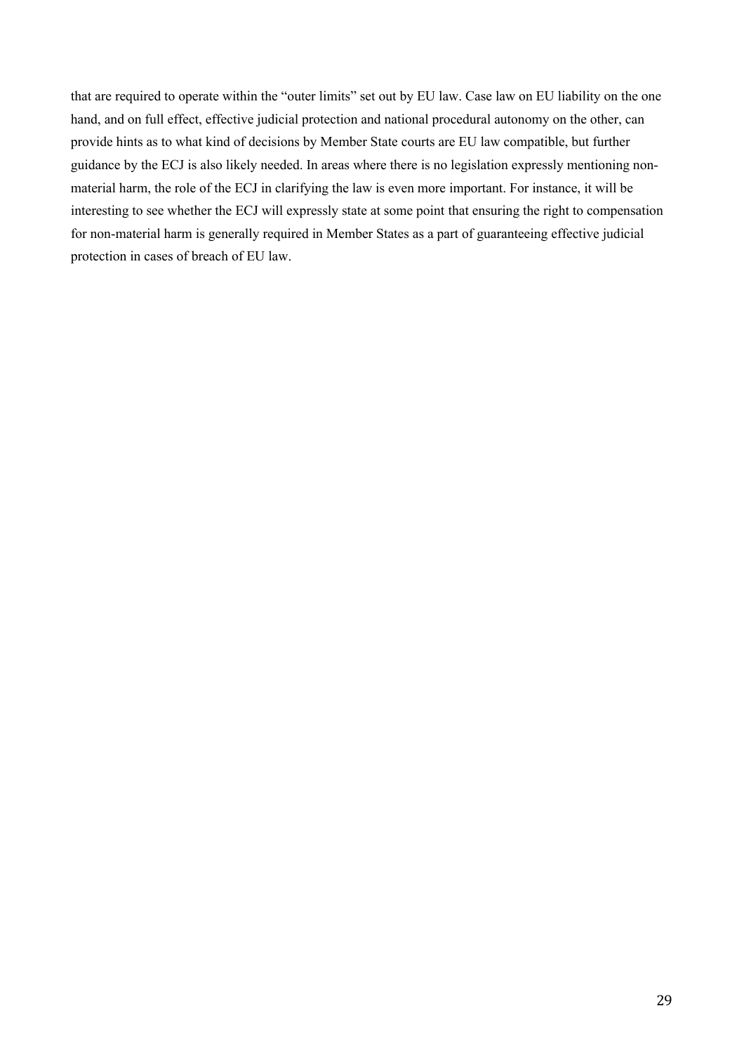that are required to operate within the "outer limits" set out by EU law. Case law on EU liability on the one hand, and on full effect, effective judicial protection and national procedural autonomy on the other, can provide hints as to what kind of decisions by Member State courts are EU law compatible, but further guidance by the ECJ is also likely needed. In areas where there is no legislation expressly mentioning non-material harm, the role of the ECJ in clarifying the law is even more important. For instance, it will be interesting to see whether the ECJ will expressly state at some point that ensuring the right to compensation for non-material harm is generally required in Member States as a part of guaranteeing effective judicial protection in cases of breach of EU law.